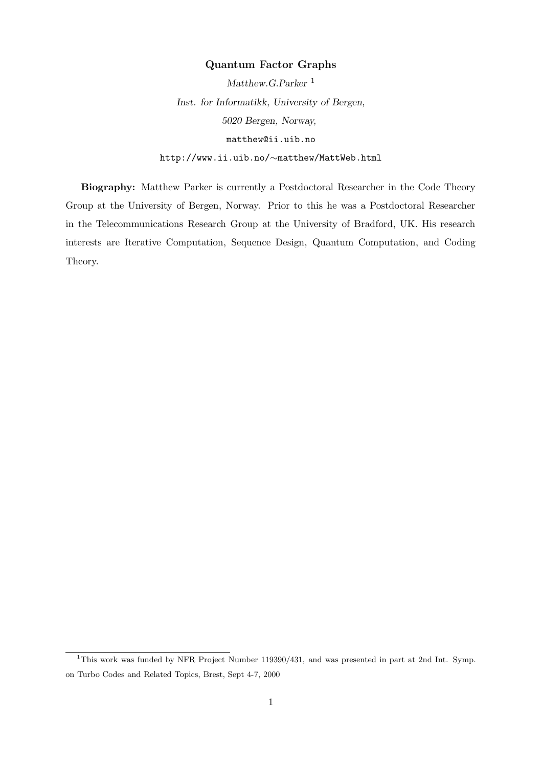# Quantum Factor Graphs

*Matthew.G.Parker* [1]

*Inst. for Informatikk, University of Bergen,*

*5020 Bergen, Norway,*

`matthew@ii.uib.no`

`http://www.ii.uib.no/~matthew/MattWeb.html`

**Biography:** Matthew Parker is currently a Postdoctoral Researcher in the Code Theory Group at the University of Bergen, Norway. Prior to this he was a Postdoctoral Researcher in the Telecommunications Research Group at the University of Bradford, UK. His research interests are Iterative Computation, Sequence Design, Quantum Computation, and Coding Theory.

---

[1] This work was funded by NFR Project Number 119390/431, and was presented in part at 2nd Int. Symp. on Turbo Codes and Related Topics, Brest, Sept 4-7, 2000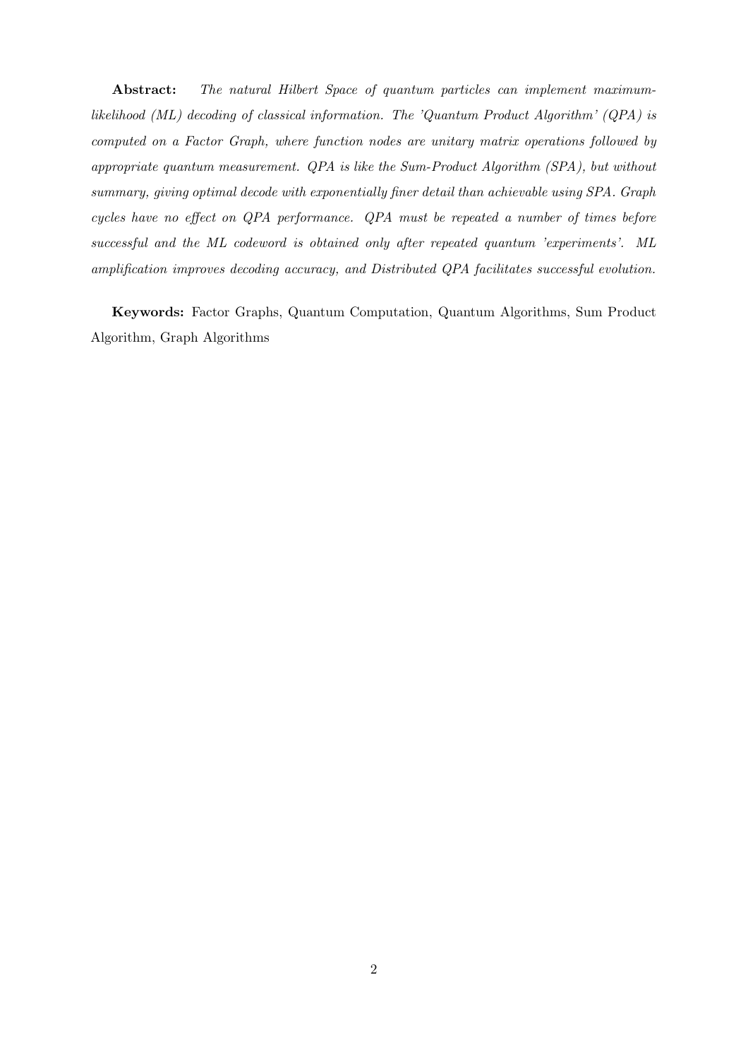**Abstract:** *The natural Hilbert Space of quantum particles can implement maximum-likelihood (ML) decoding of classical information. The 'Quantum Product Algorithm' (QPA) is computed on a Factor Graph, where function nodes are unitary matrix operations followed by appropriate quantum measurement. QPA is like the Sum-Product Algorithm (SPA), but without summary, giving optimal decode with exponentially finer detail than achievable using SPA. Graph cycles have no effect on QPA performance. QPA must be repeated a number of times before successful and the ML codeword is obtained only after repeated quantum 'experiments'. ML amplification improves decoding accuracy, and Distributed QPA facilitates successful evolution.*

**Keywords:** Factor Graphs, Quantum Computation, Quantum Algorithms, Sum Product Algorithm, Graph Algorithms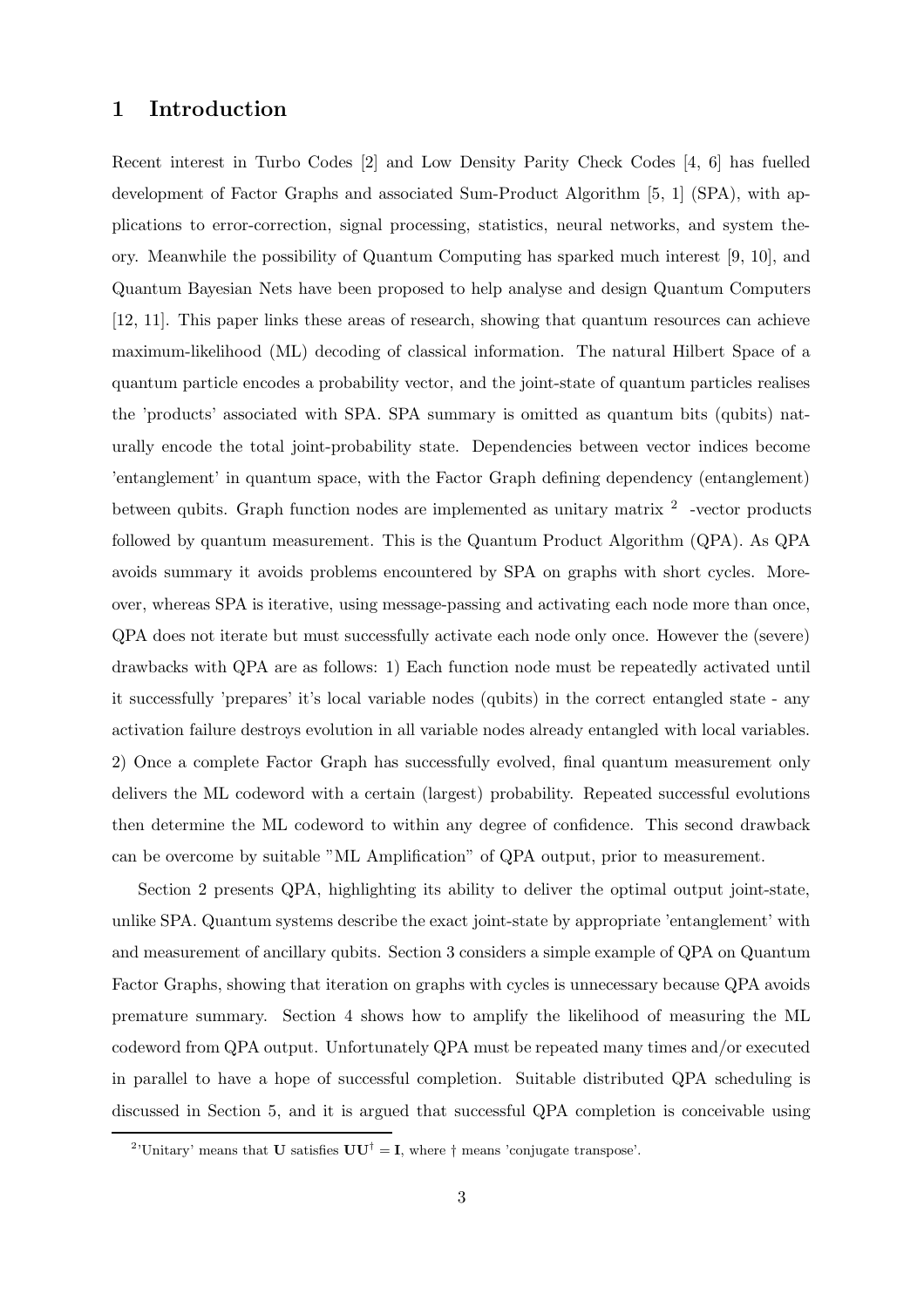# 1 Introduction

Recent interest in Turbo Codes [2] and Low Density Parity Check Codes [4, 6] has fuelled development of Factor Graphs and associated Sum-Product Algorithm [5, 1] (SPA), with applications to error-correction, signal processing, statistics, neural networks, and system theory. Meanwhile the possibility of Quantum Computing has sparked much interest [9, 10], and Quantum Bayesian Nets have been proposed to help analyse and design Quantum Computers [12, 11]. This paper links these areas of research, showing that quantum resources can achieve maximum-likelihood (ML) decoding of classical information. The natural Hilbert Space of a quantum particle encodes a probability vector, and the joint-state of quantum particles realises the 'products' associated with SPA. SPA summary is omitted as quantum bits (qubits) naturally encode the total joint-probability state. Dependencies between vector indices become 'entanglement' in quantum space, with the Factor Graph defining dependency (entanglement) between qubits. Graph function nodes are implemented as unitary matrix [2] -vector products followed by quantum measurement. This is the Quantum Product Algorithm (QPA). As QPA avoids summary it avoids problems encountered by SPA on graphs with short cycles. Moreover, whereas SPA is iterative, using message-passing and activating each node more than once, QPA does not iterate but must successfully activate each node only once. However the (severe) drawbacks with QPA are as follows: 1) Each function node must be repeatedly activated until it successfully 'prepares' it's local variable nodes (qubits) in the correct entangled state - any activation failure destroys evolution in all variable nodes already entangled with local variables. 2) Once a complete Factor Graph has successfully evolved, final quantum measurement only delivers the ML codeword with a certain (largest) probability. Repeated successful evolutions then determine the ML codeword to within any degree of confidence. This second drawback can be overcome by suitable "ML Amplification" of QPA output, prior to measurement.

Section 2 presents QPA, highlighting its ability to deliver the optimal output joint-state, unlike SPA. Quantum systems describe the exact joint-state by appropriate 'entanglement' with and measurement of ancillary qubits. Section 3 considers a simple example of QPA on Quantum Factor Graphs, showing that iteration on graphs with cycles is unnecessary because QPA avoids premature summary. Section 4 shows how to amplify the likelihood of measuring the ML codeword from QPA output. Unfortunately QPA must be repeated many times and/or executed in parallel to have a hope of successful completion. Suitable distributed QPA scheduling is discussed in Section 5, and it is argued that successful QPA completion is conceivable using

[2] 'Unitary' means that $\mathbf{U}$ satisfies $\mathbf{U}\mathbf{U}^{\dagger} = \mathbf{I}$, where $\dagger$ means 'conjugate transpose'.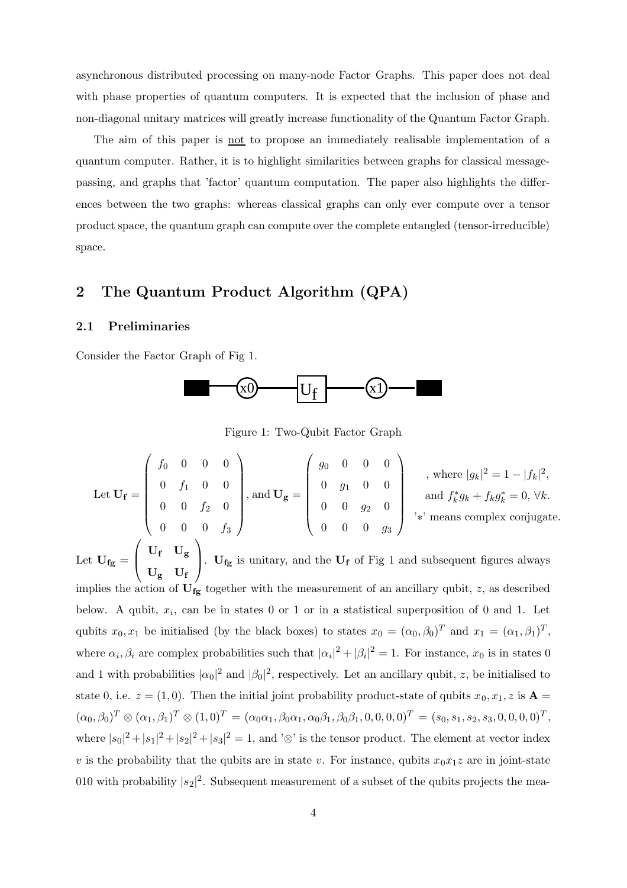asynchronous distributed processing on many-node Factor Graphs. This paper does not deal with phase properties of quantum computers. It is expected that the inclusion of phase and non-diagonal unitary matrices will greatly increase functionality of the Quantum Factor Graph.

The aim of this paper is not to propose an immediately realisable implementation of a quantum computer. Rather, it is to highlight similarities between graphs for classical message-passing, and graphs that 'factor' quantum computation. The paper also highlights the differences between the two graphs: whereas classical graphs can only ever compute over a tensor product space, the quantum graph can compute over the complete entangled (tensor-irreducible) space.

## 2 The Quantum Product Algorithm (QPA)

### 2.1 Preliminaries

Consider the Factor Graph of Fig 1.

Figure 1: Two-Qubit Factor Graph

Let $\mathbf{U_f} = \begin{pmatrix} f_0 & 0 & 0 & 0 \\ 0 & f_1 & 0 & 0 \\ 0 & 0 & f_2 & 0 \\ 0 & 0 & 0 & f_3 \end{pmatrix}$, and $\mathbf{U_g} = \begin{pmatrix} g_0 & 0 & 0 & 0 \\ 0 & g_1 & 0 & 0 \\ 0 & 0 & g_2 & 0 \\ 0 & 0 & 0 & g_3 \end{pmatrix}$, where $|g_k|^2 = 1 - |f_k|^2$, and $f_k^* g_k + f_k g_k^* = 0$, $\forall k$. '$*$' means complex conjugate.

Let $\mathbf{U_{fg}} = \begin{pmatrix} \mathbf{U_f} & \mathbf{U_g} \\ \mathbf{U_g} & \mathbf{U_f} \end{pmatrix}$. $\mathbf{U_{fg}}$ is unitary, and the $\mathbf{U_f}$ of Fig 1 and subsequent figures always implies the action of $\mathbf{U_{fg}}$ together with the measurement of an ancillary qubit, $z$, as described below. A qubit, $x_i$, can be in states 0 or 1 or in a statistical superposition of 0 and 1. Let qubits $x_0, x_1$ be initialised (by the black boxes) to states $x_0 = (\alpha_0, \beta_0)^T$ and $x_1 = (\alpha_1, \beta_1)^T$, where $\alpha_i, \beta_i$ are complex probabilities such that $|\alpha_i|^2 + |\beta_i|^2 = 1$. For instance, $x_0$ is in states 0 and 1 with probabilities $|\alpha_0|^2$ and $|\beta_0|^2$, respectively. Let an ancillary qubit, $z$, be initialised to state 0, i.e. $z = (1, 0)$. Then the initial joint probability product-state of qubits $x_0, x_1, z$ is $\mathbf{A} = (\alpha_0, \beta_0)^T \otimes (\alpha_1, \beta_1)^T \otimes (1, 0)^T = (\alpha_0\alpha_1, \beta_0\alpha_1, \alpha_0\beta_1, \beta_0\beta_1, 0, 0, 0, 0)^T = (s_0, s_1, s_2, s_3, 0, 0, 0, 0)^T$, where $|s_0|^2 + |s_1|^2 + |s_2|^2 + |s_3|^2 = 1$, and '$\otimes$' is the tensor product. The element at vector index $v$ is the probability that the qubits are in state $v$. For instance, qubits $x_0x_1z$ are in joint-state 010 with probability $|s_2|^2$. Subsequent measurement of a subset of the qubits projects the mea-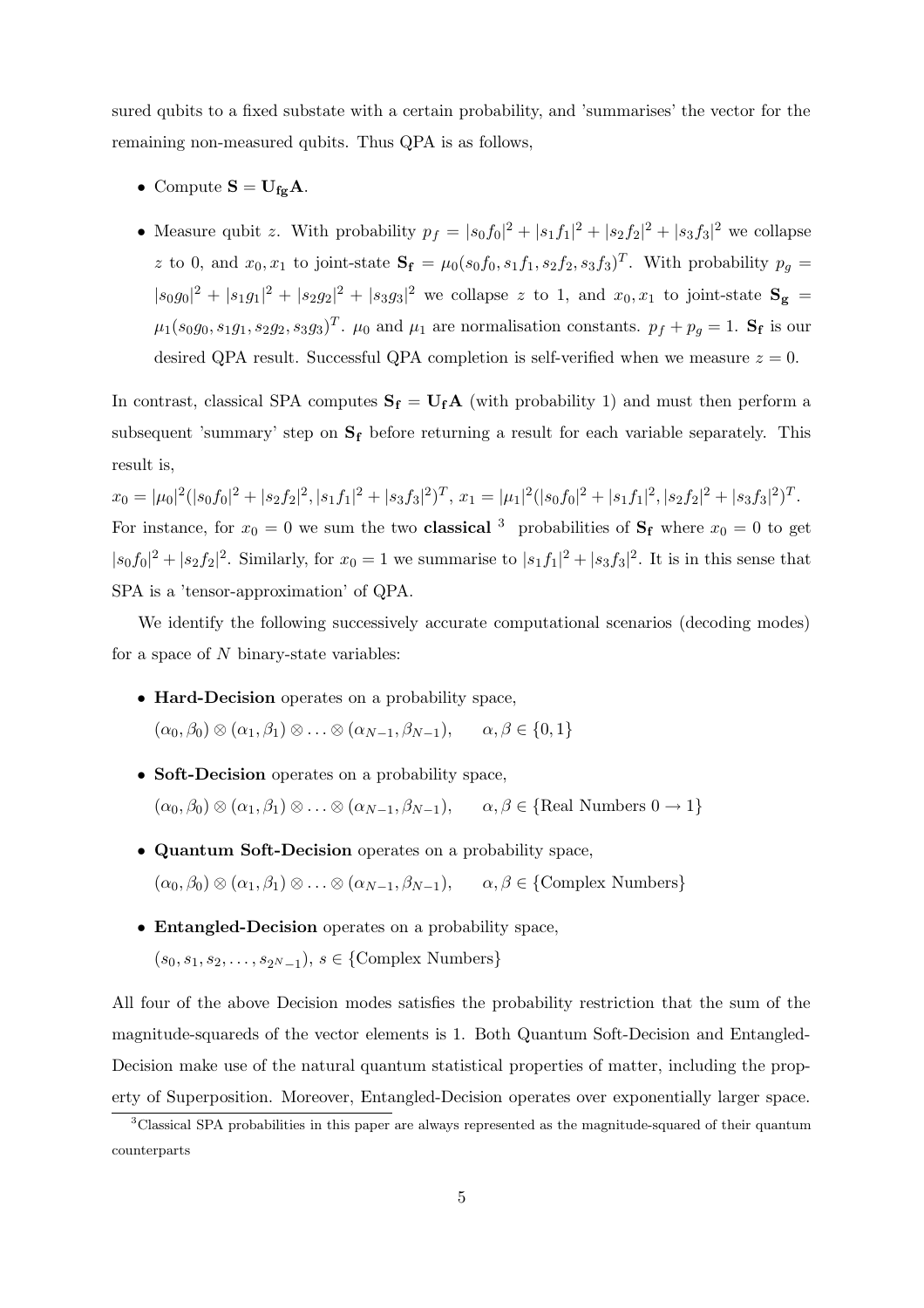sured qubits to a fixed substate with a certain probability, and 'summarises' the vector for the remaining non-measured qubits. Thus QPA is as follows,

- Compute $\mathbf{S} = \mathbf{U_{fg}} \mathbf{A}$.
- Measure qubit $z$. With probability $p_f = |s_0 f_0|^2 + |s_1 f_1|^2 + |s_2 f_2|^2 + |s_3 f_3|^2$ we collapse $z$ to 0, and $x_0, x_1$ to joint-state $\mathbf{S_f} = \mu_0 (s_0 f_0, s_1 f_1, s_2 f_2, s_3 f_3)^T$. With probability $p_g = |s_0 g_0|^2 + |s_1 g_1|^2 + |s_2 g_2|^2 + |s_3 g_3|^2$ we collapse $z$ to 1, and $x_0, x_1$ to joint-state $\mathbf{S_g} = \mu_1 (s_0 g_0, s_1 g_1, s_2 g_2, s_3 g_3)^T$. $\mu_0$ and $\mu_1$ are normalisation constants. $p_f + p_g = 1$. $\mathbf{S_f}$ is our desired QPA result. Successful QPA completion is self-verified when we measure $z = 0$.

In contrast, classical SPA computes $\mathbf{S_f} = \mathbf{U_f} \mathbf{A}$ (with probability 1) and must then perform a subsequent 'summary' step on $\mathbf{S_f}$ before returning a result for each variable separately. This result is,

$x_0 = |\mu_0|^2 (|s_0 f_0|^2 + |s_2 f_2|^2, |s_1 f_1|^2 + |s_3 f_3|^2)^T$, $x_1 = |\mu_1|^2 (|s_0 f_0|^2 + |s_1 f_1|^2, |s_2 f_2|^2 + |s_3 f_3|^2)^T$.

For instance, for $x_0 = 0$ we sum the two **classical** [3] probabilities of $\mathbf{S_f}$ where $x_0 = 0$ to get $|s_0 f_0|^2 + |s_2 f_2|^2$. Similarly, for $x_0 = 1$ we summarise to $|s_1 f_1|^2 + |s_3 f_3|^2$. It is in this sense that SPA is a 'tensor-approximation' of QPA.

We identify the following successively accurate computational scenarios (decoding modes) for a space of $N$ binary-state variables:

- **Hard-Decision** operates on a probability space,
  $(\alpha_0, \beta_0) \otimes (\alpha_1, \beta_1) \otimes \ldots \otimes (\alpha_{N-1}, \beta_{N-1}), \qquad \alpha, \beta \in \{0, 1\}$
- **Soft-Decision** operates on a probability space,
  $(\alpha_0, \beta_0) \otimes (\alpha_1, \beta_1) \otimes \ldots \otimes (\alpha_{N-1}, \beta_{N-1}), \qquad \alpha, \beta \in \{\text{Real Numbers } 0 \rightarrow 1\}$
- **Quantum Soft-Decision** operates on a probability space,
  $(\alpha_0, \beta_0) \otimes (\alpha_1, \beta_1) \otimes \ldots \otimes (\alpha_{N-1}, \beta_{N-1}), \qquad \alpha, \beta \in \{\text{Complex Numbers}\}$
- **Entangled-Decision** operates on a probability space,
  $(s_0, s_1, s_2, \ldots, s_{2^N - 1})$, $s \in \{\text{Complex Numbers}\}$

All four of the above Decision modes satisfies the probability restriction that the sum of the magnitude-squareds of the vector elements is 1. Both Quantum Soft-Decision and Entangled-Decision make use of the natural quantum statistical properties of matter, including the property of Superposition. Moreover, Entangled-Decision operates over exponentially larger space.

[3] Classical SPA probabilities in this paper are always represented as the magnitude-squared of their quantum counterparts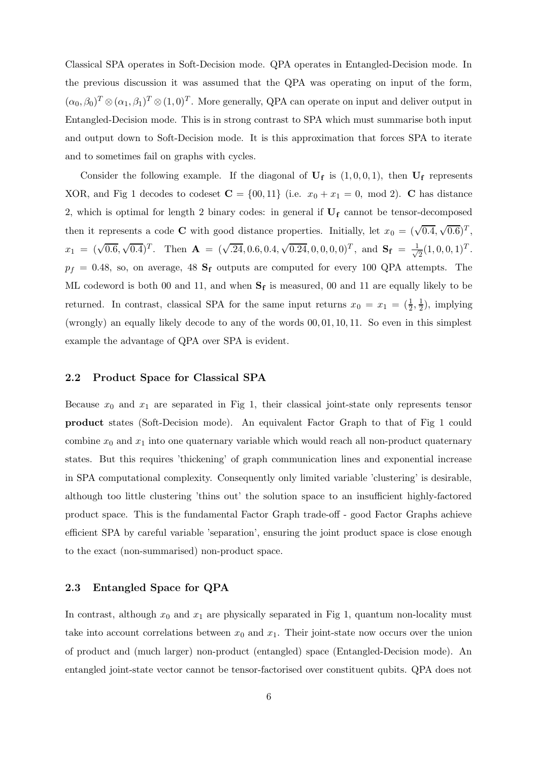Classical SPA operates in Soft-Decision mode. QPA operates in Entangled-Decision mode. In the previous discussion it was assumed that the QPA was operating on input of the form, $(\alpha_0, \beta_0)^T \otimes (\alpha_1, \beta_1)^T \otimes (1, 0)^T$. More generally, QPA can operate on input and deliver output in Entangled-Decision mode. This is in strong contrast to SPA which must summarise both input and output down to Soft-Decision mode. It is this approximation that forces SPA to iterate and to sometimes fail on graphs with cycles.

Consider the following example. If the diagonal of $\mathbf{U_f}$ is $(1, 0, 0, 1)$, then $\mathbf{U_f}$ represents XOR, and Fig 1 decodes to codeset $\mathbf{C} = \{00, 11\}$ (i.e. $x_0 + x_1 = 0$, mod 2). $\mathbf{C}$ has distance 2, which is optimal for length 2 binary codes: in general if $\mathbf{U_f}$ cannot be tensor-decomposed then it represents a code $\mathbf{C}$ with good distance properties. Initially, let $x_0 = (\sqrt{0.4}, \sqrt{0.6})^T$, $x_1 = (\sqrt{0.6}, \sqrt{0.4})^T$. Then $\mathbf{A} = (\sqrt{.24}, 0.6, 0.4, \sqrt{0.24}, 0, 0, 0, 0)^T$, and $\mathbf{S_f} = \frac{1}{\sqrt{2}}(1, 0, 0, 1)^T$. $p_f = 0.48$, so, on average, 48 $\mathbf{S_f}$ outputs are computed for every 100 QPA attempts. The ML codeword is both 00 and 11, and when $\mathbf{S_f}$ is measured, 00 and 11 are equally likely to be returned. In contrast, classical SPA for the same input returns $x_0 = x_1 = (\frac{1}{2}, \frac{1}{2})$, implying (wrongly) an equally likely decode to any of the words $00, 01, 10, 11$. So even in this simplest example the advantage of QPA over SPA is evident.

## 2.2 Product Space for Classical SPA

Because $x_0$ and $x_1$ are separated in Fig 1, their classical joint-state only represents tensor **product** states (Soft-Decision mode). An equivalent Factor Graph to that of Fig 1 could combine $x_0$ and $x_1$ into one quaternary variable which would reach all non-product quaternary states. But this requires 'thickening' of graph communication lines and exponential increase in SPA computational complexity. Consequently only limited variable 'clustering' is desirable, although too little clustering 'thins out' the solution space to an insufficient highly-factored product space. This is the fundamental Factor Graph trade-off - good Factor Graphs achieve efficient SPA by careful variable 'separation', ensuring the joint product space is close enough to the exact (non-summarised) non-product space.

## 2.3 Entangled Space for QPA

In contrast, although $x_0$ and $x_1$ are physically separated in Fig 1, quantum non-locality must take into account correlations between $x_0$ and $x_1$. Their joint-state now occurs over the union of product and (much larger) non-product (entangled) space (Entangled-Decision mode). An entangled joint-state vector cannot be tensor-factorised over constituent qubits. QPA does not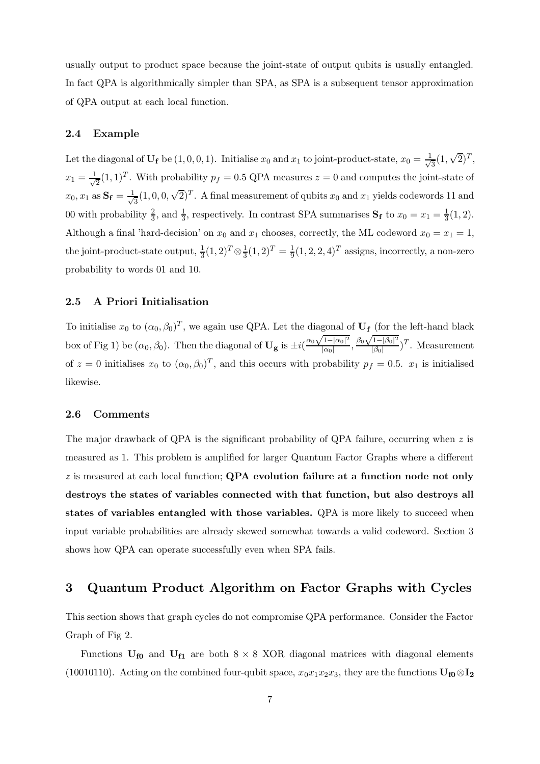usually output to product space because the joint-state of output qubits is usually entangled. In fact QPA is algorithmically simpler than SPA, as SPA is a subsequent tensor approximation of QPA output at each local function.

### 2.4 Example

Let the diagonal of $\mathbf{U_f}$ be $(1,0,0,1)$. Initialise $x_0$ and $x_1$ to joint-product-state, $x_0 = \frac{1}{\sqrt{3}}(1,\sqrt{2})^T$, $x_1 = \frac{1}{\sqrt{2}}(1,1)^T$. With probability $p_f = 0.5$ QPA measures $z = 0$ and computes the joint-state of $x_0, x_1$ as $\mathbf{S_f} = \frac{1}{\sqrt{3}}(1,0,0,\sqrt{2})^T$. A final measurement of qubits $x_0$ and $x_1$ yields codewords 11 and 00 with probability $\frac{2}{3}$, and $\frac{1}{3}$, respectively. In contrast SPA summarises $\mathbf{S_f}$ to $x_0 = x_1 = \frac{1}{3}(1,2)$. Although a final 'hard-decision' on $x_0$ and $x_1$ chooses, correctly, the ML codeword $x_0 = x_1 = 1$, the joint-product-state output, $\frac{1}{3}(1,2)^T \otimes \frac{1}{3}(1,2)^T = \frac{1}{9}(1,2,2,4)^T$ assigns, incorrectly, a non-zero probability to words 01 and 10.

### 2.5 A Priori Initialisation

To initialise $x_0$ to $(\alpha_0, \beta_0)^T$, we again use QPA. Let the diagonal of $\mathbf{U_f}$ (for the left-hand black box of Fig 1) be $(\alpha_0, \beta_0)$. Then the diagonal of $\mathbf{U_g}$ is $\pm i(\frac{\alpha_0\sqrt{1-|\alpha_0|^2}}{|\alpha_0|}, \frac{\beta_0\sqrt{1-|\beta_0|^2}}{|\beta_0|})^T$. Measurement of $z = 0$ initialises $x_0$ to $(\alpha_0, \beta_0)^T$, and this occurs with probability $p_f = 0.5$. $x_1$ is initialised likewise.

### 2.6 Comments

The major drawback of QPA is the significant probability of QPA failure, occurring when $z$ is measured as 1. This problem is amplified for larger Quantum Factor Graphs where a different $z$ is measured at each local function; **QPA evolution failure at a function node not only destroys the states of variables connected with that function, but also destroys all states of variables entangled with those variables.** QPA is more likely to succeed when input variable probabilities are already skewed somewhat towards a valid codeword. Section 3 shows how QPA can operate successfully even when SPA fails.

## 3 Quantum Product Algorithm on Factor Graphs with Cycles

This section shows that graph cycles do not compromise QPA performance. Consider the Factor Graph of Fig 2.

Functions $\mathbf{U_{f0}}$ and $\mathbf{U_{f1}}$ are both $8 \times 8$ XOR diagonal matrices with diagonal elements (10010110). Acting on the combined four-qubit space, $x_0x_1x_2x_3$, they are the functions $\mathbf{U_{f0}} \otimes \mathbf{I_2}$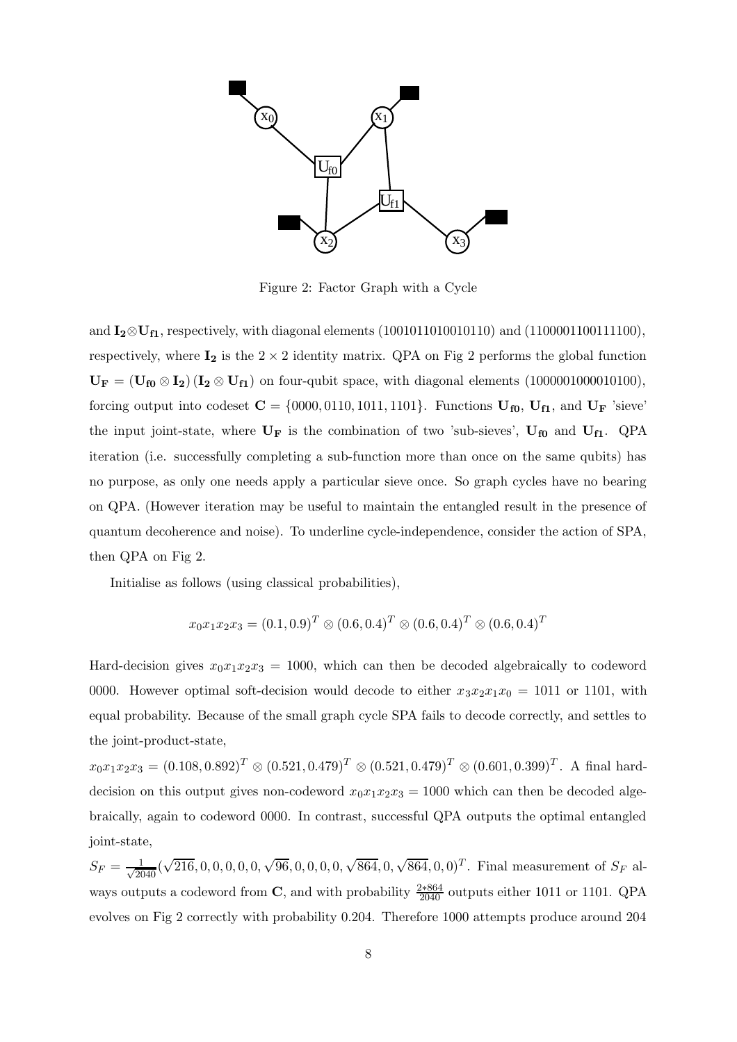Figure 2: Factor Graph with a Cycle

and $\mathbf{I_2} \otimes \mathbf{U_{f1}}$, respectively, with diagonal elements (1001011010010110) and (1100001100111100), respectively, where $\mathbf{I_2}$ is the $2 \times 2$ identity matrix. QPA on Fig 2 performs the global function $\mathbf{U_F} = (\mathbf{U_{f0}} \otimes \mathbf{I_2})(\mathbf{I_2} \otimes \mathbf{U_{f1}})$ on four-qubit space, with diagonal elements (1000001000010100), forcing output into codeset $\mathbf{C} = \{0000, 0110, 1011, 1101\}$. Functions $\mathbf{U_{f0}}$, $\mathbf{U_{f1}}$, and $\mathbf{U_F}$ 'sieve' the input joint-state, where $\mathbf{U_F}$ is the combination of two 'sub-sieves', $\mathbf{U_{f0}}$ and $\mathbf{U_{f1}}$. QPA iteration (i.e. successfully completing a sub-function more than once on the same qubits) has no purpose, as only one needs apply a particular sieve once. So graph cycles have no bearing on QPA. (However iteration may be useful to maintain the entangled result in the presence of quantum decoherence and noise). To underline cycle-independence, consider the action of SPA, then QPA on Fig 2.

Initialise as follows (using classical probabilities),

$$x_0x_1x_2x_3 = (0.1, 0.9)^T \otimes (0.6, 0.4)^T \otimes (0.6, 0.4)^T \otimes (0.6, 0.4)^T$$

Hard-decision gives $x_0x_1x_2x_3 = 1000$, which can then be decoded algebraically to codeword 0000. However optimal soft-decision would decode to either $x_3x_2x_1x_0 = 1011$ or 1101, with equal probability. Because of the small graph cycle SPA fails to decode correctly, and settles to the joint-product-state,

$x_0x_1x_2x_3 = (0.108, 0.892)^T \otimes (0.521, 0.479)^T \otimes (0.521, 0.479)^T \otimes (0.601, 0.399)^T$. A final hard-decision on this output gives non-codeword $x_0x_1x_2x_3 = 1000$ which can then be decoded algebraically, again to codeword 0000. In contrast, successful QPA outputs the optimal entangled joint-state,

$S_F = \frac{1}{\sqrt{2040}}(\sqrt{216}, 0, 0, 0, 0, 0, \sqrt{96}, 0, 0, 0, 0, \sqrt{864}, 0, \sqrt{864}, 0, 0)^T$. Final measurement of $S_F$ always outputs a codeword from $\mathbf{C}$, and with probability $\frac{2*864}{2040}$ outputs either 1011 or 1101. QPA evolves on Fig 2 correctly with probability 0.204. Therefore 1000 attempts produce around 204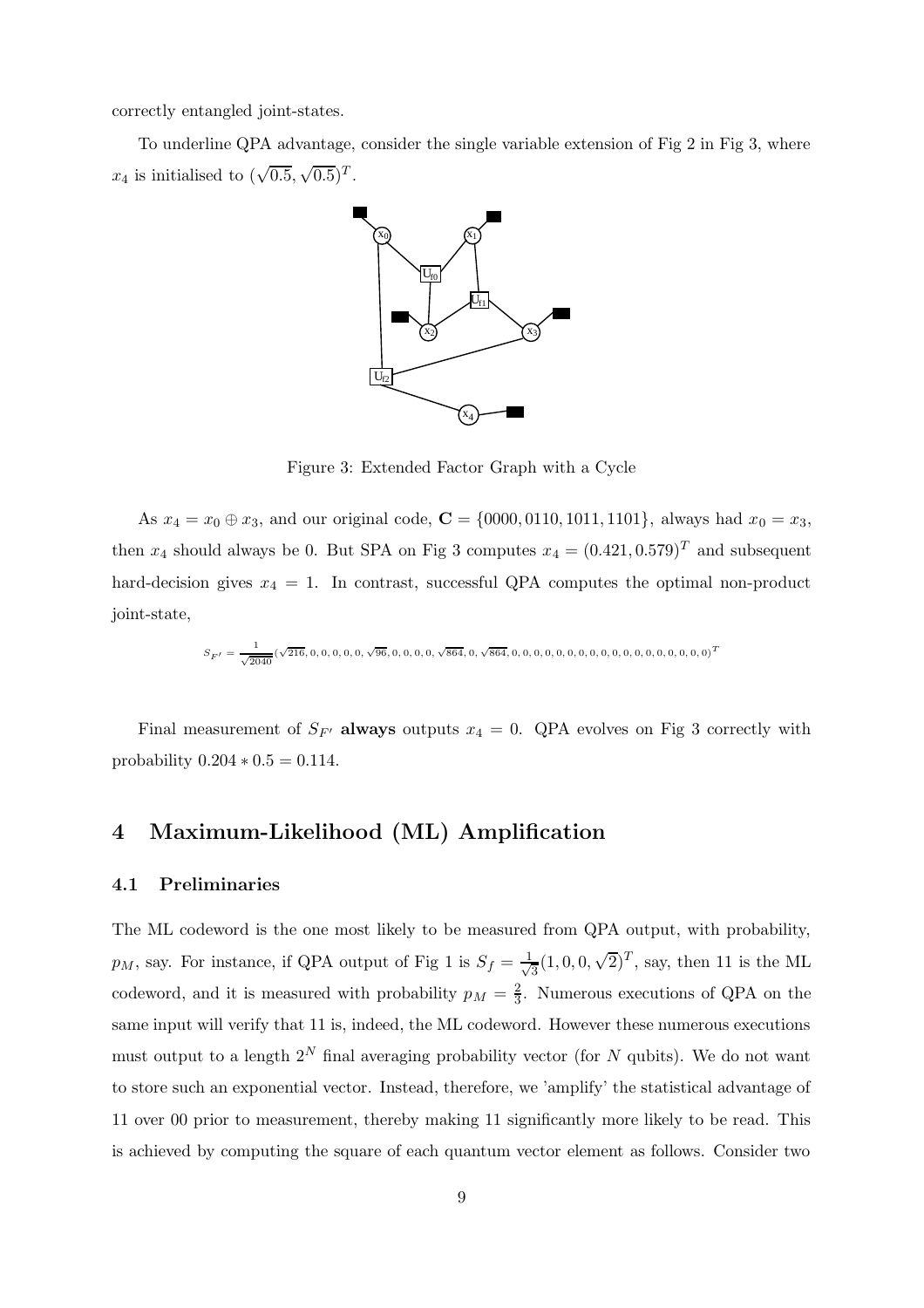correctly entangled joint-states.

To underline QPA advantage, consider the single variable extension of Fig 2 in Fig 3, where $x_4$ is initialised to $(\sqrt{0.5}, \sqrt{0.5})^T$.

Figure 3: Extended Factor Graph with a Cycle

As $x_4 = x_0 \oplus x_3$, and our original code, $\mathbf{C} = \{0000, 0110, 1011, 1101\}$, always had $x_0 = x_3$, then $x_4$ should always be 0. But SPA on Fig 3 computes $x_4 = (0.421, 0.579)^T$ and subsequent hard-decision gives $x_4 = 1$. In contrast, successful QPA computes the optimal non-product joint-state,

$$S_{F'} = \frac{1}{\sqrt{2040}}(\sqrt{216}, 0, 0, 0, 0, 0, \sqrt{96}, 0, 0, 0, 0, \sqrt{864}, 0, \sqrt{864}, 0, 0, 0, 0, 0, 0, 0, 0, 0, 0, 0, 0, 0, 0, 0, 0, 0, 0)^T$$

Final measurement of $S_{F'}$ **always** outputs $x_4 = 0$. QPA evolves on Fig 3 correctly with probability $0.204 * 0.5 = 0.114$.

## 4 Maximum-Likelihood (ML) Amplification

### 4.1 Preliminaries

The ML codeword is the one most likely to be measured from QPA output, with probability, $p_M$, say. For instance, if QPA output of Fig 1 is $S_f = \frac{1}{\sqrt{3}}(1, 0, 0, \sqrt{2})^T$, say, then 11 is the ML codeword, and it is measured with probability $p_M = \frac{2}{3}$. Numerous executions of QPA on the same input will verify that 11 is, indeed, the ML codeword. However these numerous executions must output to a length $2^N$ final averaging probability vector (for $N$ qubits). We do not want to store such an exponential vector. Instead, therefore, we 'amplify' the statistical advantage of 11 over 00 prior to measurement, thereby making 11 significantly more likely to be read. This is achieved by computing the square of each quantum vector element as follows. Consider two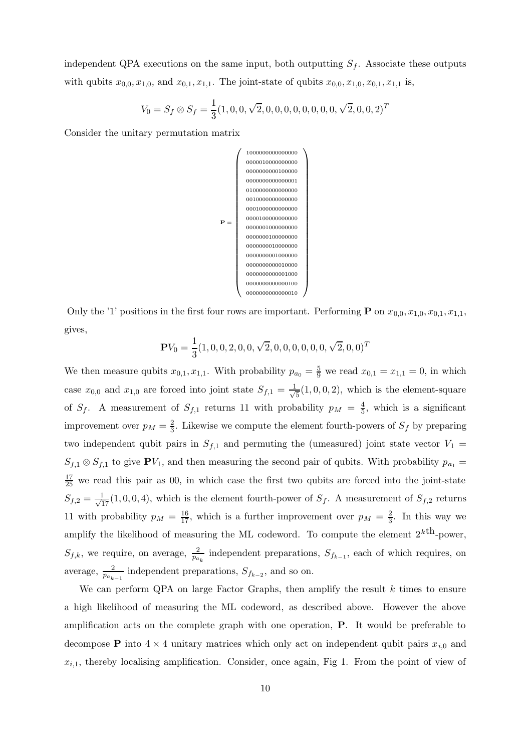independent QPA executions on the same input, both outputting $S_f$. Associate these outputs with qubits $x_{0,0}, x_{1,0}$, and $x_{0,1}, x_{1,1}$. The joint-state of qubits $x_{0,0}, x_{1,0}, x_{0,1}, x_{1,1}$ is,

$$V_0 = S_f \otimes S_f = \frac{1}{3}(1, 0, 0, \sqrt{2}, 0, 0, 0, 0, 0, 0, 0, 0, \sqrt{2}, 0, 0, 2)^T$$

Consider the unitary permutation matrix

$$\mathbf{P} = \begin{pmatrix} 1000000000000000 \\ 0000010000000000 \\ 0000000000100000 \\ 0000000000000001 \\ 0100000000000000 \\ 0010000000000000 \\ 0001000000000000 \\ 0000100000000000 \\ 0000001000000000 \\ 0000000100000000 \\ 0000000010000000 \\ 0000000001000000 \\ 0000000000010000 \\ 0000000000001000 \\ 0000000000000100 \\ 0000000000000010 \end{pmatrix}$$

Only the '1' positions in the first four rows are important. Performing $\mathbf{P}$ on $x_{0,0}, x_{1,0}, x_{0,1}, x_{1,1}$, gives,

$$\mathbf{P}V_0 = \frac{1}{3}(1, 0, 0, 2, 0, 0, \sqrt{2}, 0, 0, 0, 0, 0, 0, \sqrt{2}, 0, 0)^T$$

We then measure qubits $x_{0,1}, x_{1,1}$. With probability $p_{a_0} = \frac{5}{9}$ we read $x_{0,1} = x_{1,1} = 0$, in which case $x_{0,0}$ and $x_{1,0}$ are forced into joint state $S_{f,1} = \frac{1}{\sqrt{5}}(1, 0, 0, 2)$, which is the element-square of $S_f$. A measurement of $S_{f,1}$ returns 11 with probability $p_M = \frac{4}{5}$, which is a significant improvement over $p_M = \frac{2}{3}$. Likewise we compute the element fourth-powers of $S_f$ by preparing two independent qubit pairs in $S_{f,1}$ and permuting the (umeasured) joint state vector $V_1 = S_{f,1} \otimes S_{f,1}$ to give $\mathbf{P}V_1$, and then measuring the second pair of qubits. With probability $p_{a_1} = \frac{17}{25}$ we read this pair as 00, in which case the first two qubits are forced into the joint-state $S_{f,2} = \frac{1}{\sqrt{17}}(1, 0, 0, 4)$, which is the element fourth-power of $S_f$. A measurement of $S_{f,2}$ returns 11 with probability $p_M = \frac{16}{17}$, which is a further improvement over $p_M = \frac{2}{3}$. In this way we amplify the likelihood of measuring the ML codeword. To compute the element $2^{k\text{th}}$-power, $S_{f,k}$, we require, on average, $\frac{2}{p_{a_k}}$ independent preparations, $S_{f_{k-1}}$, each of which requires, on average, $\frac{2}{p_{a_{k-1}}}$ independent preparations, $S_{f_{k-2}}$, and so on.

We can perform QPA on large Factor Graphs, then amplify the result $k$ times to ensure a high likelihood of measuring the ML codeword, as described above. However the above amplification acts on the complete graph with one operation, $\mathbf{P}$. It would be preferable to decompose $\mathbf{P}$ into $4 \times 4$ unitary matrices which only act on independent qubit pairs $x_{i,0}$ and $x_{i,1}$, thereby localising amplification. Consider, once again, Fig 1. From the point of view of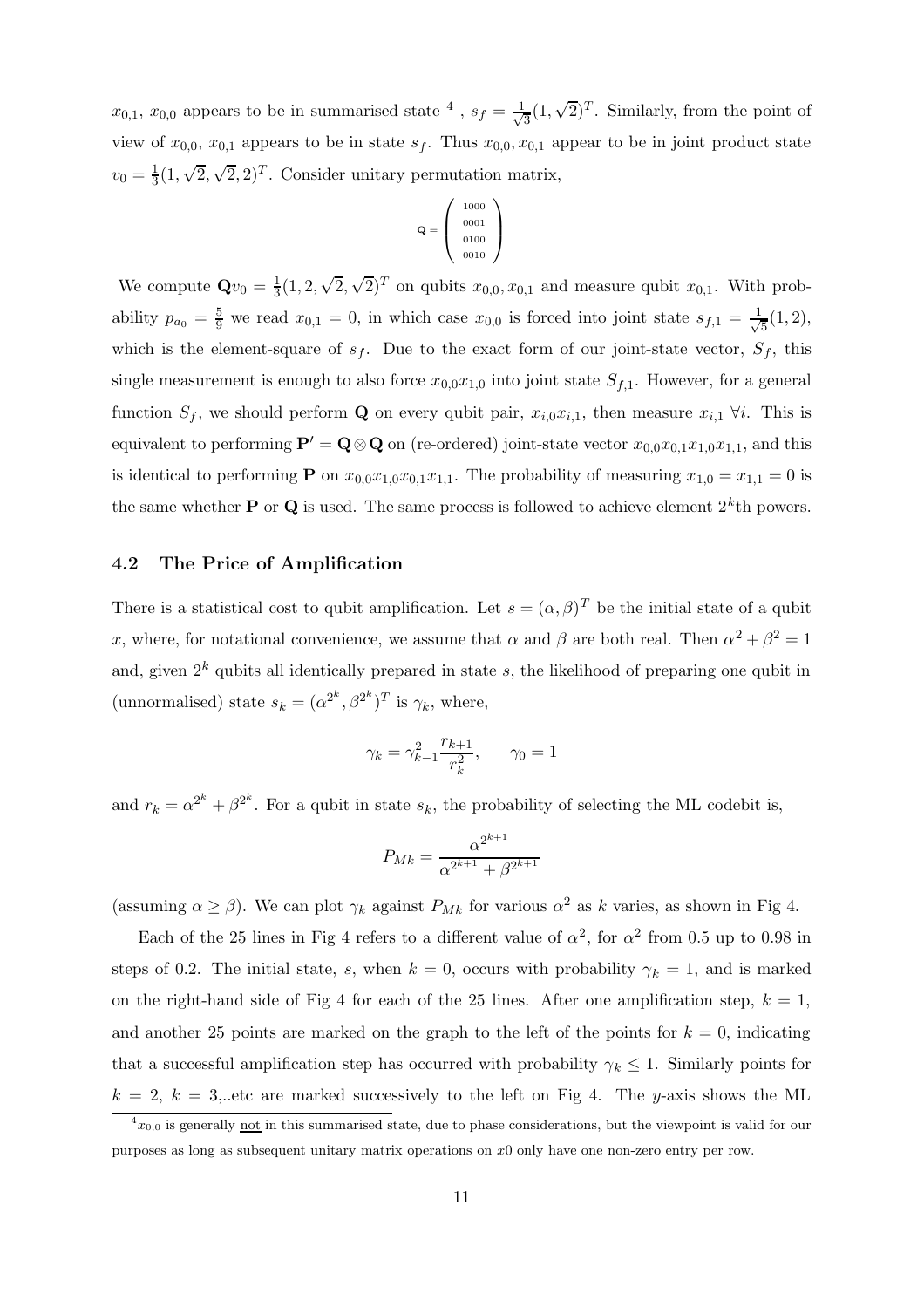$x_{0,1}$, $x_{0,0}$ appears to be in summarised state [4] , $s_f = \frac{1}{\sqrt{3}}(1, \sqrt{2})^T$. Similarly, from the point of view of $x_{0,0}$, $x_{0,1}$ appears to be in state $s_f$. Thus $x_{0,0}, x_{0,1}$ appear to be in joint product state $v_0 = \frac{1}{3}(1, \sqrt{2}, \sqrt{2}, 2)^T$. Consider unitary permutation matrix,

$$\mathbf{Q} = \begin{pmatrix} 1000 \\ 0001 \\ 0100 \\ 0010 \end{pmatrix}$$

We compute $\mathbf{Q}v_0 = \frac{1}{3}(1, 2, \sqrt{2}, \sqrt{2})^T$ on qubits $x_{0,0}, x_{0,1}$ and measure qubit $x_{0,1}$. With probability $p_{a_0} = \frac{5}{9}$ we read $x_{0,1} = 0$, in which case $x_{0,0}$ is forced into joint state $s_{f,1} = \frac{1}{\sqrt{5}}(1, 2)$, which is the element-square of $s_f$. Due to the exact form of our joint-state vector, $S_f$, this single measurement is enough to also force $x_{0,0}x_{1,0}$ into joint state $S_{f,1}$. However, for a general function $S_f$, we should perform $\mathbf{Q}$ on every qubit pair, $x_{i,0}x_{i,1}$, then measure $x_{i,1}$ $\forall i$. This is equivalent to performing $\mathbf{P}' = \mathbf{Q} \otimes \mathbf{Q}$ on (re-ordered) joint-state vector $x_{0,0}x_{0,1}x_{1,0}x_{1,1}$, and this is identical to performing $\mathbf{P}$ on $x_{0,0}x_{1,0}x_{0,1}x_{1,1}$. The probability of measuring $x_{1,0} = x_{1,1} = 0$ is the same whether $\mathbf{P}$ or $\mathbf{Q}$ is used. The same process is followed to achieve element $2^k$th powers.

### 4.2 The Price of Amplification

There is a statistical cost to qubit amplification. Let $s = (\alpha, \beta)^T$ be the initial state of a qubit $x$, where, for notational convenience, we assume that $\alpha$ and $\beta$ are both real. Then $\alpha^2 + \beta^2 = 1$ and, given $2^k$ qubits all identically prepared in state $s$, the likelihood of preparing one qubit in (unnormalised) state $s_k = (\alpha^{2^k}, \beta^{2^k})^T$ is $\gamma_k$, where,

$$\gamma_k = \gamma_{k-1}^2 \frac{r_{k+1}}{r_k^2}, \qquad \gamma_0 = 1$$

and $r_k = \alpha^{2^k} + \beta^{2^k}$. For a qubit in state $s_k$, the probability of selecting the ML codebit is,

$$P_{Mk} = \frac{\alpha^{2^{k+1}}}{\alpha^{2^{k+1}} + \beta^{2^{k+1}}}$$

(assuming $\alpha \geq \beta$). We can plot $\gamma_k$ against $P_{Mk}$ for various $\alpha^2$ as $k$ varies, as shown in Fig 4.

Each of the 25 lines in Fig 4 refers to a different value of $\alpha^2$, for $\alpha^2$ from 0.5 up to 0.98 in steps of 0.2. The initial state, $s$, when $k = 0$, occurs with probability $\gamma_k = 1$, and is marked on the right-hand side of Fig 4 for each of the 25 lines. After one amplification step, $k = 1$, and another 25 points are marked on the graph to the left of the points for $k = 0$, indicating that a successful amplification step has occurred with probability $\gamma_k \leq 1$. Similarly points for $k = 2$, $k = 3$,..etc are marked successively to the left on Fig 4. The $y$-axis shows the ML

[4] $x_{0,0}$ is generally not in this summarised state, due to phase considerations, but the viewpoint is valid for our purposes as long as subsequent unitary matrix operations on $x0$ only have one non-zero entry per row.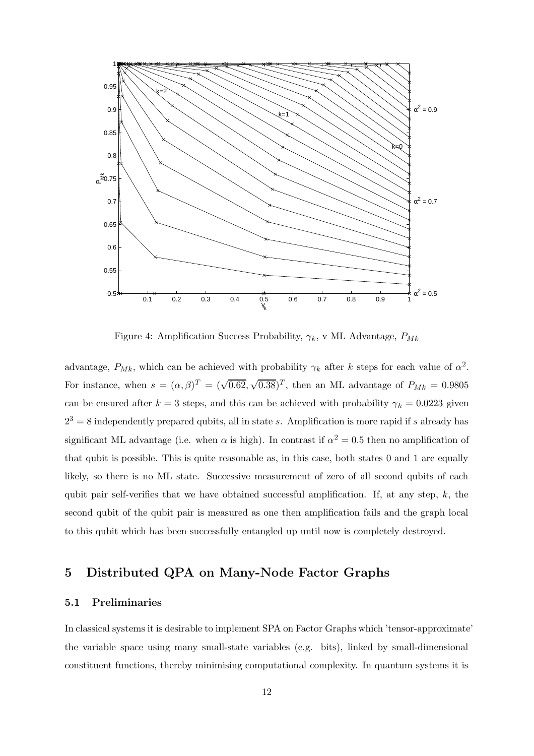Figure 4: Amplification Success Probability, $\gamma_k$, v ML Advantage, $P_{Mk}$

advantage, $P_{Mk}$, which can be achieved with probability $\gamma_k$ after $k$ steps for each value of $\alpha^2$. For instance, when $s = (\alpha, \beta)^T = (\sqrt{0.62}, \sqrt{0.38})^T$, then an ML advantage of $P_{Mk} = 0.9805$ can be ensured after $k = 3$ steps, and this can be achieved with probability $\gamma_k = 0.0223$ given $2^3 = 8$ independently prepared qubits, all in state $s$. Amplification is more rapid if $s$ already has significant ML advantage (i.e. when $\alpha$ is high). In contrast if $\alpha^2 = 0.5$ then no amplification of that qubit is possible. This is quite reasonable as, in this case, both states 0 and 1 are equally likely, so there is no ML state. Successive measurement of zero of all second qubits of each qubit pair self-verifies that we have obtained successful amplification. If, at any step, $k$, the second qubit of the qubit pair is measured as one then amplification fails and the graph local to this qubit which has been successfully entangled up until now is completely destroyed.

## 5 Distributed QPA on Many-Node Factor Graphs

### 5.1 Preliminaries

In classical systems it is desirable to implement SPA on Factor Graphs which 'tensor-approximate' the variable space using many small-state variables (e.g. bits), linked by small-dimensional constituent functions, thereby minimising computational complexity. In quantum systems it is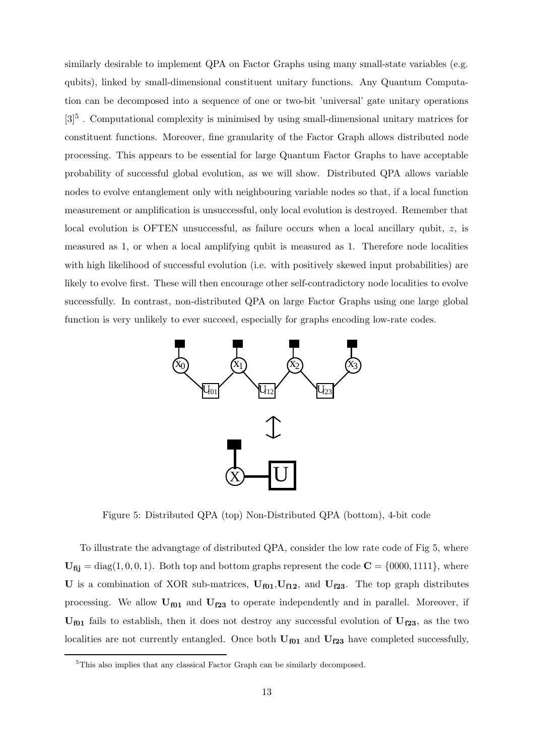similarly desirable to implement QPA on Factor Graphs using many small-state variables (e.g. qubits), linked by small-dimensional constituent unitary functions. Any Quantum Computation can be decomposed into a sequence of one or two-bit 'universal' gate unitary operations [3][5] . Computational complexity is minimised by using small-dimensional unitary matrices for constituent functions. Moreover, fine granularity of the Factor Graph allows distributed node processing. This appears to be essential for large Quantum Factor Graphs to have acceptable probability of successful global evolution, as we will show. Distributed QPA allows variable nodes to evolve entanglement only with neighbouring variable nodes so that, if a local function measurement or amplification is unsuccessful, only local evolution is destroyed. Remember that local evolution is OFTEN unsuccessful, as failure occurs when a local ancillary qubit, $z$, is measured as 1, or when a local amplifying qubit is measured as 1. Therefore node localities with high likelihood of successful evolution (i.e. with positively skewed input probabilities) are likely to evolve first. These will then encourage other self-contradictory node localities to evolve successfully. In contrast, non-distributed QPA on large Factor Graphs using one large global function is very unlikely to ever succeed, especially for graphs encoding low-rate codes.

Figure 5: Distributed QPA (top) Non-Distributed QPA (bottom), 4-bit code

To illustrate the advangtage of distributed QPA, consider the low rate code of Fig 5, where $\mathbf{U_{fij}} = \text{diag}(1, 0, 0, 1)$. Both top and bottom graphs represent the code $\mathbf{C} = \{0000, 1111\}$, where $\mathbf{U}$ is a combination of XOR sub-matrices, $\mathbf{U_{f01}}$,$\mathbf{U_{f12}}$, and $\mathbf{U_{f23}}$. The top graph distributes processing. We allow $\mathbf{U_{f01}}$ and $\mathbf{U_{f23}}$ to operate independently and in parallel. Moreover, if $\mathbf{U_{f01}}$ fails to establish, then it does not destroy any successful evolution of $\mathbf{U_{f23}}$, as the two localities are not currently entangled. Once both $\mathbf{U_{f01}}$ and $\mathbf{U_{f23}}$ have completed successfully,

[5] This also implies that any classical Factor Graph can be similarly decomposed.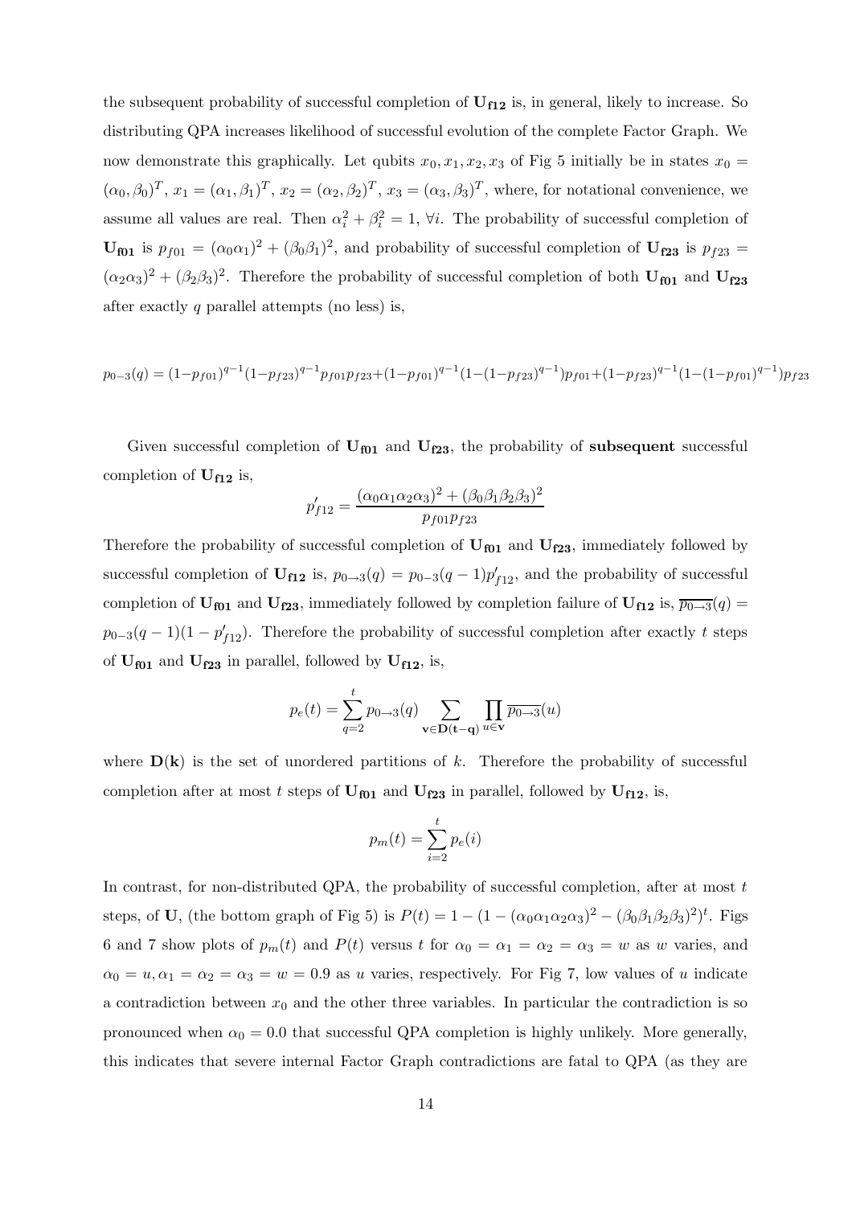the subsequent probability of successful completion of $\mathbf{U_{f12}}$ is, in general, likely to increase. So distributing QPA increases likelihood of successful evolution of the complete Factor Graph. We now demonstrate this graphically. Let qubits $x_0, x_1, x_2, x_3$ of Fig 5 initially be in states $x_0 = (\alpha_0, \beta_0)^T$, $x_1 = (\alpha_1, \beta_1)^T$, $x_2 = (\alpha_2, \beta_2)^T$, $x_3 = (\alpha_3, \beta_3)^T$, where, for notational convenience, we assume all values are real. Then $\alpha_i^2 + \beta_i^2 = 1$, $\forall i$. The probability of successful completion of $\mathbf{U_{f01}}$ is $p_{f01} = (\alpha_0\alpha_1)^2 + (\beta_0\beta_1)^2$, and probability of successful completion of $\mathbf{U_{f23}}$ is $p_{f23} = (\alpha_2\alpha_3)^2 + (\beta_2\beta_3)^2$. Therefore the probability of successful completion of both $\mathbf{U_{f01}}$ and $\mathbf{U_{f23}}$ after exactly $q$ parallel attempts (no less) is,

$$p_{0-3}(q) = (1-p_{f01})^{q-1}(1-p_{f23})^{q-1}p_{f01}p_{f23} + (1-p_{f01})^{q-1}(1-(1-p_{f23})^{q-1})p_{f01} + (1-p_{f23})^{q-1}(1-(1-p_{f01})^{q-1})p_{f23}$$

Given successful completion of $\mathbf{U_{f01}}$ and $\mathbf{U_{f23}}$, the probability of **subsequent** successful completion of $\mathbf{U_{f12}}$ is,

$$p'_{f12} = \frac{(\alpha_0\alpha_1\alpha_2\alpha_3)^2 + (\beta_0\beta_1\beta_2\beta_3)^2}{p_{f01}p_{f23}}$$

Therefore the probability of successful completion of $\mathbf{U_{f01}}$ and $\mathbf{U_{f23}}$, immediately followed by successful completion of $\mathbf{U_{f12}}$ is, $p_{0\to 3}(q) = p_{0-3}(q-1)p'_{f12}$, and the probability of successful completion of $\mathbf{U_{f01}}$ and $\mathbf{U_{f23}}$, immediately followed by completion failure of $\mathbf{U_{f12}}$ is, $\overline{p_{0\to 3}}(q) = p_{0-3}(q-1)(1-p'_{f12})$. Therefore the probability of successful completion after exactly $t$ steps of $\mathbf{U_{f01}}$ and $\mathbf{U_{f23}}$ in parallel, followed by $\mathbf{U_{f12}}$, is,

$$p_e(t) = \sum_{q=2}^{t} p_{0\to 3}(q) \sum_{\mathbf{v}\in\mathbf{D(t-q)}} \prod_{u\in\mathbf{v}} \overline{p_{0\to 3}}(u)$$

where $\mathbf{D(k)}$ is the set of unordered partitions of $k$. Therefore the probability of successful completion after at most $t$ steps of $\mathbf{U_{f01}}$ and $\mathbf{U_{f23}}$ in parallel, followed by $\mathbf{U_{f12}}$, is,

$$p_m(t) = \sum_{i=2}^{t} p_e(i)$$

In contrast, for non-distributed QPA, the probability of successful completion, after at most $t$ steps, of $\mathbf{U}$, (the bottom graph of Fig 5) is $P(t) = 1 - (1 - (\alpha_0\alpha_1\alpha_2\alpha_3)^2 - (\beta_0\beta_1\beta_2\beta_3)^2)^t$. Figs 6 and 7 show plots of $p_m(t)$ and $P(t)$ versus $t$ for $\alpha_0 = \alpha_1 = \alpha_2 = \alpha_3 = w$ as $w$ varies, and $\alpha_0 = u, \alpha_1 = \alpha_2 = \alpha_3 = w = 0.9$ as $u$ varies, respectively. For Fig 7, low values of $u$ indicate a contradiction between $x_0$ and the other three variables. In particular the contradiction is so pronounced when $\alpha_0 = 0.0$ that successful QPA completion is highly unlikely. More generally, this indicates that severe internal Factor Graph contradictions are fatal to QPA (as they are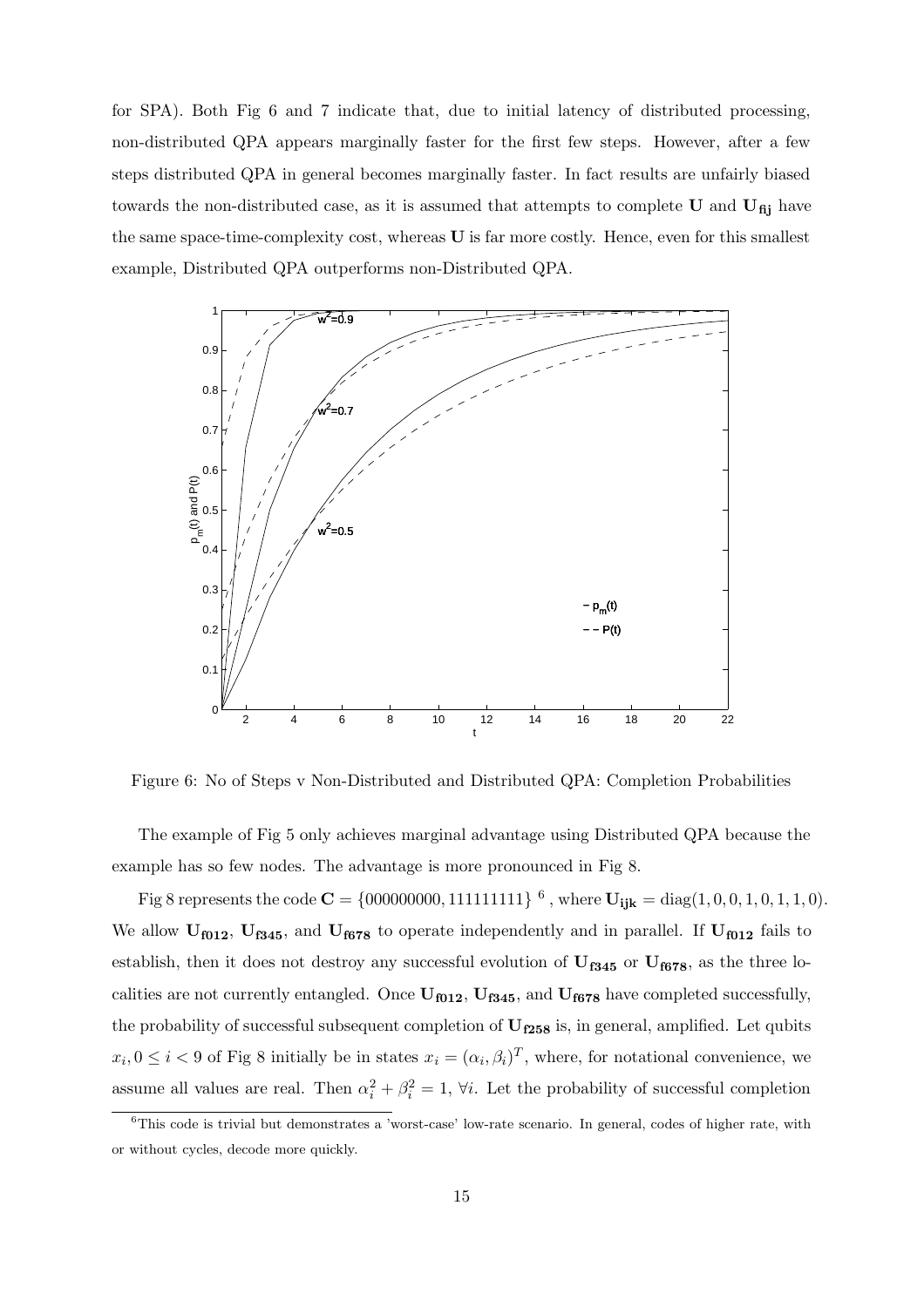for SPA). Both Fig 6 and 7 indicate that, due to initial latency of distributed processing, non-distributed QPA appears marginally faster for the first few steps. However, after a few steps distributed QPA in general becomes marginally faster. In fact results are unfairly biased towards the non-distributed case, as it is assumed that attempts to complete $\mathbf{U}$ and $\mathbf{U_{fij}}$ have the same space-time-complexity cost, whereas $\mathbf{U}$ is far more costly. Hence, even for this smallest example, Distributed QPA outperforms non-Distributed QPA.

Figure 6: No of Steps v Non-Distributed and Distributed QPA: Completion Probabilities

The example of Fig 5 only achieves marginal advantage using Distributed QPA because the example has so few nodes. The advantage is more pronounced in Fig 8.

Fig 8 represents the code $\mathbf{C} = \{000000000, 111111111\}$ [6] , where $\mathbf{U_{ijk}} = \text{diag}(1, 0, 0, 1, 0, 1, 1, 0)$. We allow $\mathbf{U_{f012}}$, $\mathbf{U_{f345}}$, and $\mathbf{U_{f678}}$ to operate independently and in parallel. If $\mathbf{U_{f012}}$ fails to establish, then it does not destroy any successful evolution of $\mathbf{U_{f345}}$ or $\mathbf{U_{f678}}$, as the three localities are not currently entangled. Once $\mathbf{U_{f012}}$, $\mathbf{U_{f345}}$, and $\mathbf{U_{f678}}$ have completed successfully, the probability of successful subsequent completion of $\mathbf{U_{f258}}$ is, in general, amplified. Let qubits $x_i, 0 \leq i < 9$ of Fig 8 initially be in states $x_i = (\alpha_i, \beta_i)^T$, where, for notational convenience, we assume all values are real. Then $\alpha_i^2 + \beta_i^2 = 1$, $\forall i$. Let the probability of successful completion

[6] This code is trivial but demonstrates a 'worst-case' low-rate scenario. In general, codes of higher rate, with or without cycles, decode more quickly.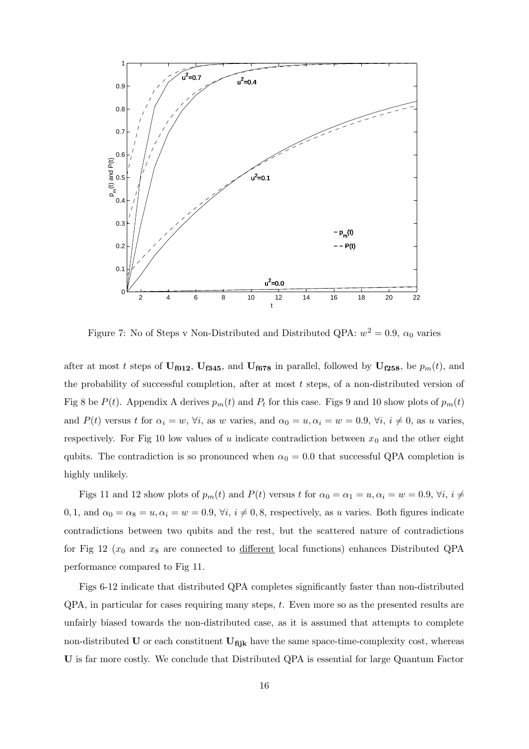Figure 7: No of Steps v Non-Distributed and Distributed QPA: $w^2 = 0.9$, $\alpha_0$ varies

after at most $t$ steps of $\mathbf{U_{f012}}$, $\mathbf{U_{f345}}$, and $\mathbf{U_{f678}}$ in parallel, followed by $\mathbf{U_{f258}}$, be $p_m(t)$, and the probability of successful completion, after at most $t$ steps, of a non-distributed version of Fig 8 be $P(t)$. Appendix A derives $p_m(t)$ and $P_t$ for this case. Figs 9 and 10 show plots of $p_m(t)$ and $P(t)$ versus $t$ for $\alpha_i = w$, $\forall i$, as $w$ varies, and $\alpha_0 = u, \alpha_i = w = 0.9$, $\forall i$, $i \neq 0$, as $u$ varies, respectively. For Fig 10 low values of $u$ indicate contradiction between $x_0$ and the other eight qubits. The contradiction is so pronounced when $\alpha_0 = 0.0$ that successful QPA completion is highly unlikely.

Figs 11 and 12 show plots of $p_m(t)$ and $P(t)$ versus $t$ for $\alpha_0 = \alpha_1 = u, \alpha_i = w = 0.9$, $\forall i$, $i \neq 0, 1$, and $\alpha_0 = \alpha_8 = u, \alpha_i = w = 0.9$, $\forall i$, $i \neq 0, 8$, respectively, as $u$ varies. Both figures indicate contradictions between two qubits and the rest, but the scattered nature of contradictions for Fig 12 ($x_0$ and $x_8$ are connected to <u>different</u> local functions) enhances Distributed QPA performance compared to Fig 11.

Figs 6-12 indicate that distributed QPA completes significantly faster than non-distributed QPA, in particular for cases requiring many steps, $t$. Even more so as the presented results are unfairly biased towards the non-distributed case, as it is assumed that attempts to complete non-distributed $\mathbf{U}$ or each constituent $\mathbf{U_{fijk}}$ have the same space-time-complexity cost, whereas $\mathbf{U}$ is far more costly. We conclude that Distributed QPA is essential for large Quantum Factor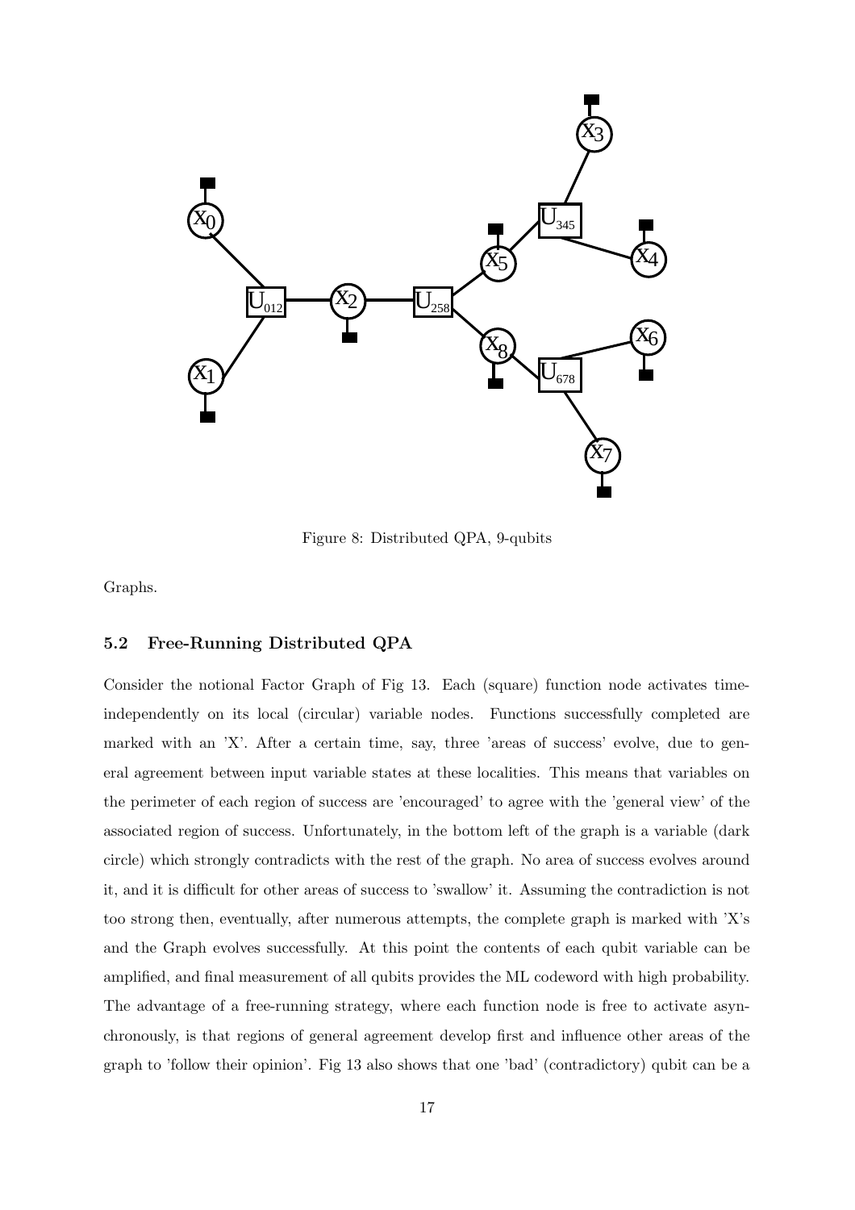Figure 8: Distributed QPA, 9-qubits

Graphs.

### 5.2 Free-Running Distributed QPA

Consider the notional Factor Graph of Fig 13. Each (square) function node activates time-independently on its local (circular) variable nodes. Functions successfully completed are marked with an 'X'. After a certain time, say, three 'areas of success' evolve, due to general agreement between input variable states at these localities. This means that variables on the perimeter of each region of success are 'encouraged' to agree with the 'general view' of the associated region of success. Unfortunately, in the bottom left of the graph is a variable (dark circle) which strongly contradicts with the rest of the graph. No area of success evolves around it, and it is difficult for other areas of success to 'swallow' it. Assuming the contradiction is not too strong then, eventually, after numerous attempts, the complete graph is marked with 'X's and the Graph evolves successfully. At this point the contents of each qubit variable can be amplified, and final measurement of all qubits provides the ML codeword with high probability. The advantage of a free-running strategy, where each function node is free to activate asynchronously, is that regions of general agreement develop first and influence other areas of the graph to 'follow their opinion'. Fig 13 also shows that one 'bad' (contradictory) qubit can be a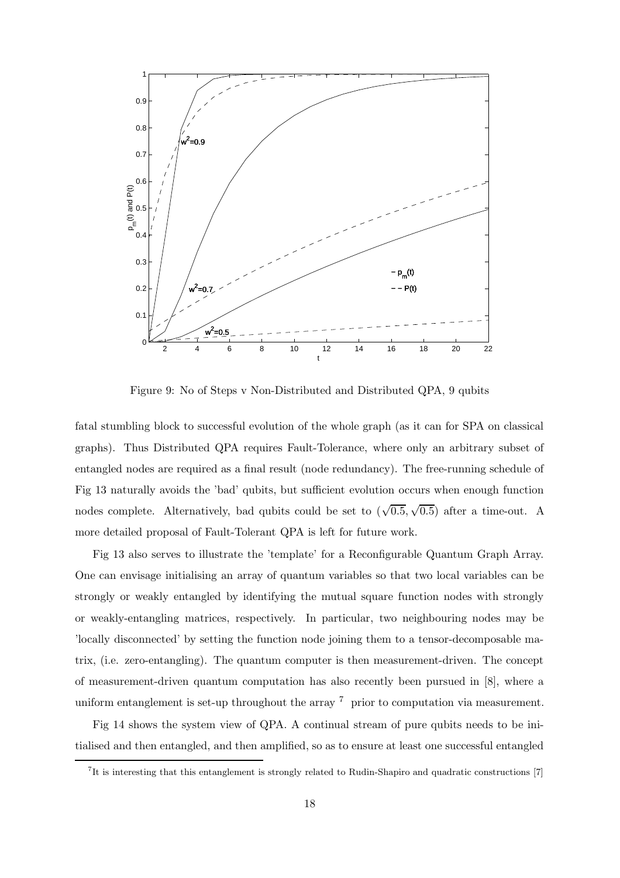Figure 9: No of Steps v Non-Distributed and Distributed QPA, 9 qubits

fatal stumbling block to successful evolution of the whole graph (as it can for SPA on classical graphs). Thus Distributed QPA requires Fault-Tolerance, where only an arbitrary subset of entangled nodes are required as a final result (node redundancy). The free-running schedule of Fig 13 naturally avoids the 'bad' qubits, but sufficient evolution occurs when enough function nodes complete. Alternatively, bad qubits could be set to $(\sqrt{0.5}, \sqrt{0.5})$ after a time-out. A more detailed proposal of Fault-Tolerant QPA is left for future work.

Fig 13 also serves to illustrate the 'template' for a Reconfigurable Quantum Graph Array. One can envisage initialising an array of quantum variables so that two local variables can be strongly or weakly entangled by identifying the mutual square function nodes with strongly or weakly-entangling matrices, respectively. In particular, two neighbouring nodes may be 'locally disconnected' by setting the function node joining them to a tensor-decomposable matrix, (i.e. zero-entangling). The quantum computer is then measurement-driven. The concept of measurement-driven quantum computation has also recently been pursued in [8], where a uniform entanglement is set-up throughout the array [7] prior to computation via measurement.

Fig 14 shows the system view of QPA. A continual stream of pure qubits needs to be initialised and then entangled, and then amplified, so as to ensure at least one successful entangled

[7] It is interesting that this entanglement is strongly related to Rudin-Shapiro and quadratic constructions [7]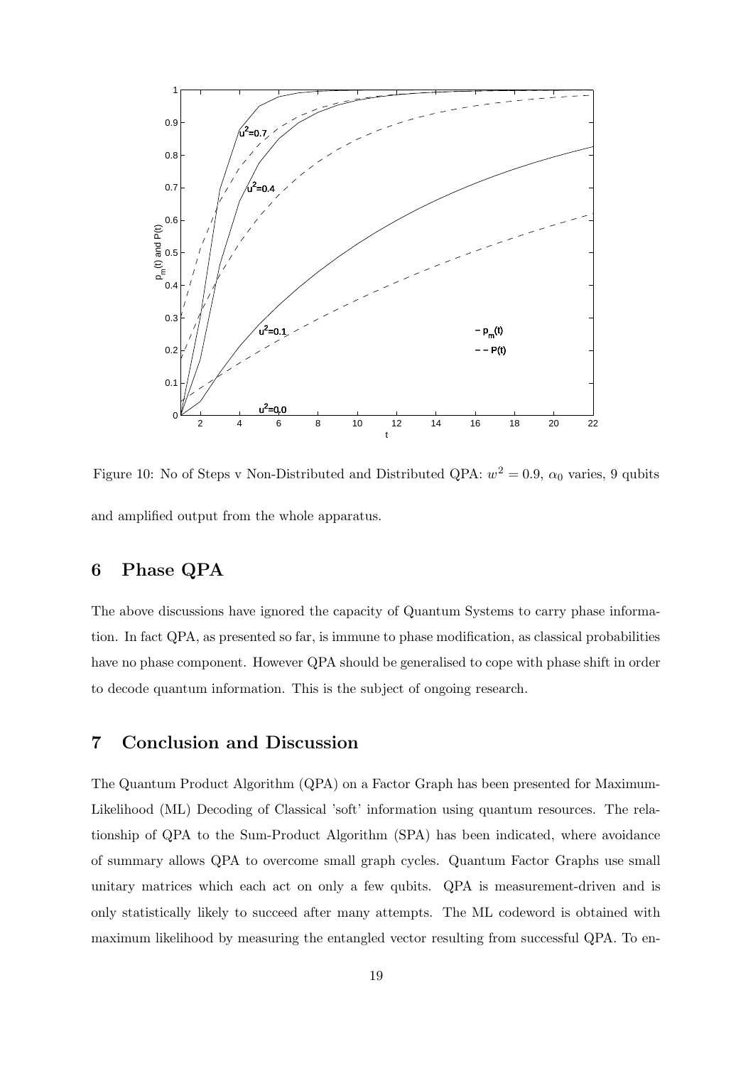Figure 10: No of Steps v Non-Distributed and Distributed QPA: $w^2 = 0.9$, $\alpha_0$ varies, 9 qubits

and amplified output from the whole apparatus.

## 6 Phase QPA

The above discussions have ignored the capacity of Quantum Systems to carry phase information. In fact QPA, as presented so far, is immune to phase modification, as classical probabilities have no phase component. However QPA should be generalised to cope with phase shift in order to decode quantum information. This is the subject of ongoing research.

## 7 Conclusion and Discussion

The Quantum Product Algorithm (QPA) on a Factor Graph has been presented for Maximum-Likelihood (ML) Decoding of Classical 'soft' information using quantum resources. The relationship of QPA to the Sum-Product Algorithm (SPA) has been indicated, where avoidance of summary allows QPA to overcome small graph cycles. Quantum Factor Graphs use small unitary matrices which each act on only a few qubits. QPA is measurement-driven and is only statistically likely to succeed after many attempts. The ML codeword is obtained with maximum likelihood by measuring the entangled vector resulting from successful QPA. To en-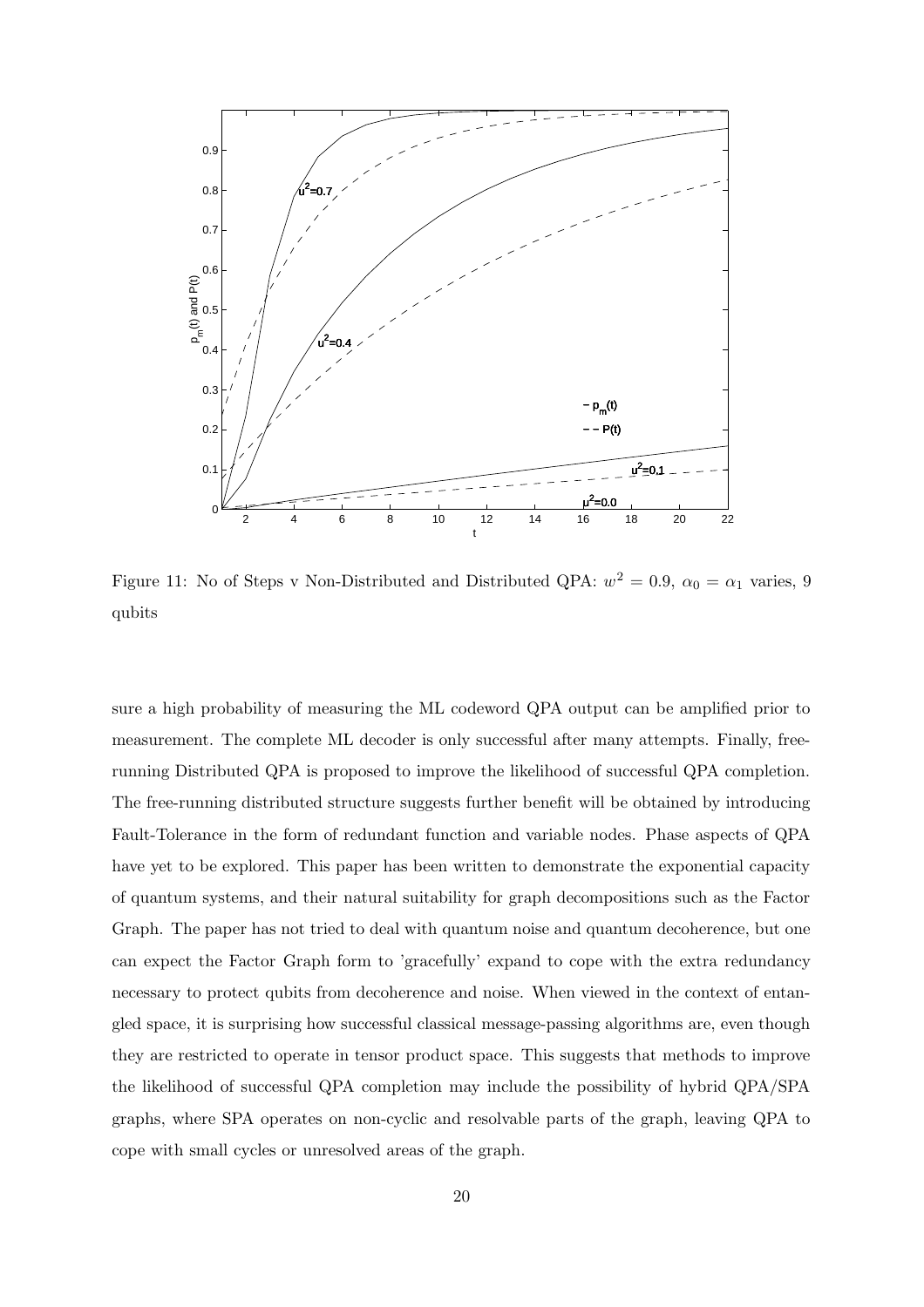Figure 11: No of Steps v Non-Distributed and Distributed QPA: $w^2 = 0.9$, $\alpha_0 = \alpha_1$ varies, 9 qubits

sure a high probability of measuring the ML codeword QPA output can be amplified prior to measurement. The complete ML decoder is only successful after many attempts. Finally, free-running Distributed QPA is proposed to improve the likelihood of successful QPA completion. The free-running distributed structure suggests further benefit will be obtained by introducing Fault-Tolerance in the form of redundant function and variable nodes. Phase aspects of QPA have yet to be explored. This paper has been written to demonstrate the exponential capacity of quantum systems, and their natural suitability for graph decompositions such as the Factor Graph. The paper has not tried to deal with quantum noise and quantum decoherence, but one can expect the Factor Graph form to 'gracefully' expand to cope with the extra redundancy necessary to protect qubits from decoherence and noise. When viewed in the context of entangled space, it is surprising how successful classical message-passing algorithms are, even though they are restricted to operate in tensor product space. This suggests that methods to improve the likelihood of successful QPA completion may include the possibility of hybrid QPA/SPA graphs, where SPA operates on non-cyclic and resolvable parts of the graph, leaving QPA to cope with small cycles or unresolved areas of the graph.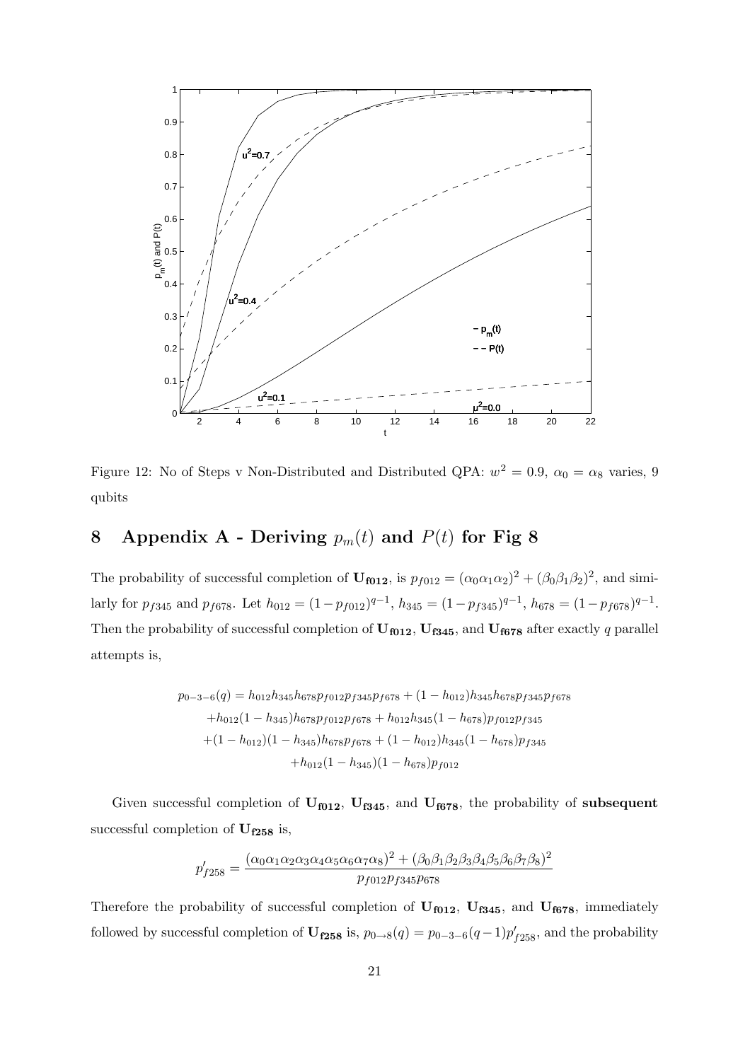Figure 12: No of Steps v Non-Distributed and Distributed QPA: $w^2 = 0.9$, $\alpha_0 = \alpha_8$ varies, 9 qubits

# 8 Appendix A - Deriving $p_m(t)$ and $P(t)$ for Fig 8

The probability of successful completion of $\mathbf{U_{f012}}$, is $p_{f012} = (\alpha_0\alpha_1\alpha_2)^2 + (\beta_0\beta_1\beta_2)^2$, and similarly for $p_{f345}$ and $p_{f678}$. Let $h_{012} = (1-p_{f012})^{q-1}$, $h_{345} = (1-p_{f345})^{q-1}$, $h_{678} = (1-p_{f678})^{q-1}$. Then the probability of successful completion of $\mathbf{U_{f012}}$, $\mathbf{U_{f345}}$, and $\mathbf{U_{f678}}$ after exactly $q$ parallel attempts is,

$$
\begin{aligned}
p_{0-3-6}(q) = h_{012}h_{345}h_{678}p_{f012}p_{f345}p_{f678} + (1-h_{012})h_{345}h_{678}p_{f345}p_{f678} \\
+h_{012}(1-h_{345})h_{678}p_{f012}p_{f678} + h_{012}h_{345}(1-h_{678})p_{f012}p_{f345} \\
+(1-h_{012})(1-h_{345})h_{678}p_{f678} + (1-h_{012})h_{345}(1-h_{678})p_{f345} \\
+h_{012}(1-h_{345})(1-h_{678})p_{f012}
\end{aligned}
$$

Given successful completion of $\mathbf{U_{f012}}$, $\mathbf{U_{f345}}$, and $\mathbf{U_{f678}}$, the probability of **subsequent** successful completion of $\mathbf{U_{f258}}$ is,

$$
p'_{f258} = \frac{(\alpha_0\alpha_1\alpha_2\alpha_3\alpha_4\alpha_5\alpha_6\alpha_7\alpha_8)^2 + (\beta_0\beta_1\beta_2\beta_3\beta_4\beta_5\beta_6\beta_7\beta_8)^2}{p_{f012}p_{f345}p_{678}}
$$

Therefore the probability of successful completion of $\mathbf{U_{f012}}$, $\mathbf{U_{f345}}$, and $\mathbf{U_{f678}}$, immediately followed by successful completion of $\mathbf{U_{f258}}$ is, $p_{0\rightarrow 8}(q) = p_{0-3-6}(q-1)p'_{f258}$, and the probability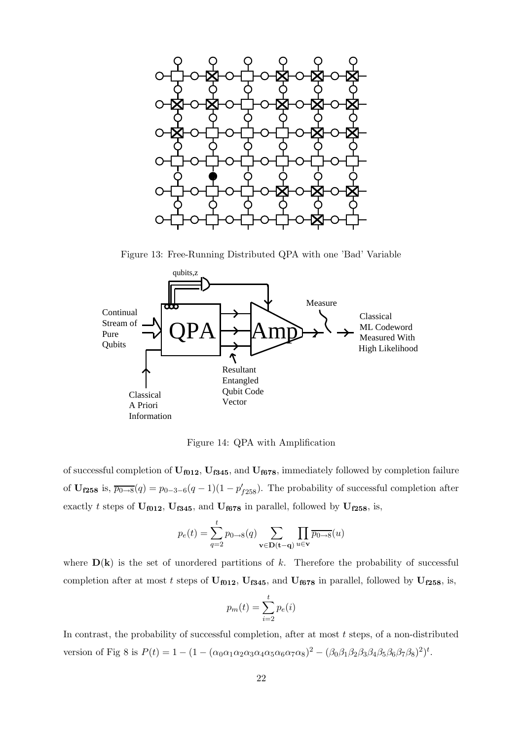Figure 13: Free-Running Distributed QPA with one 'Bad' Variable

Figure 14: QPA with Amplification

of successful completion of $\mathbf{U_{f012}}$, $\mathbf{U_{f345}}$, and $\mathbf{U_{f678}}$, immediately followed by completion failure of $\mathbf{U_{f258}}$ is, $\overline{p_{0\to 8}}(q) = p_{0-3-6}(q-1)(1-p'_{f258})$. The probability of successful completion after exactly $t$ steps of $\mathbf{U_{f012}}$, $\mathbf{U_{f345}}$, and $\mathbf{U_{f678}}$ in parallel, followed by $\mathbf{U_{f258}}$, is,

$$p_e(t) = \sum_{q=2}^{t} p_{0\to 8}(q) \sum_{\mathbf{v}\in\mathbf{D(t-q)}} \prod_{u\in\mathbf{v}} \overline{p_{0\to 8}}(u)$$

where $\mathbf{D(k)}$ is the set of unordered partitions of $k$. Therefore the probability of successful completion after at most $t$ steps of $\mathbf{U_{f012}}$, $\mathbf{U_{f345}}$, and $\mathbf{U_{f678}}$ in parallel, followed by $\mathbf{U_{f258}}$, is,

$$p_m(t) = \sum_{i=2}^{t} p_e(i)$$

In contrast, the probability of successful completion, after at most $t$ steps, of a non-distributed version of Fig 8 is $P(t) = 1 - (1 - (\alpha_0\alpha_1\alpha_2\alpha_3\alpha_4\alpha_5\alpha_6\alpha_7\alpha_8)^2 - (\beta_0\beta_1\beta_2\beta_3\beta_4\beta_5\beta_6\beta_7\beta_8)^2)^t$.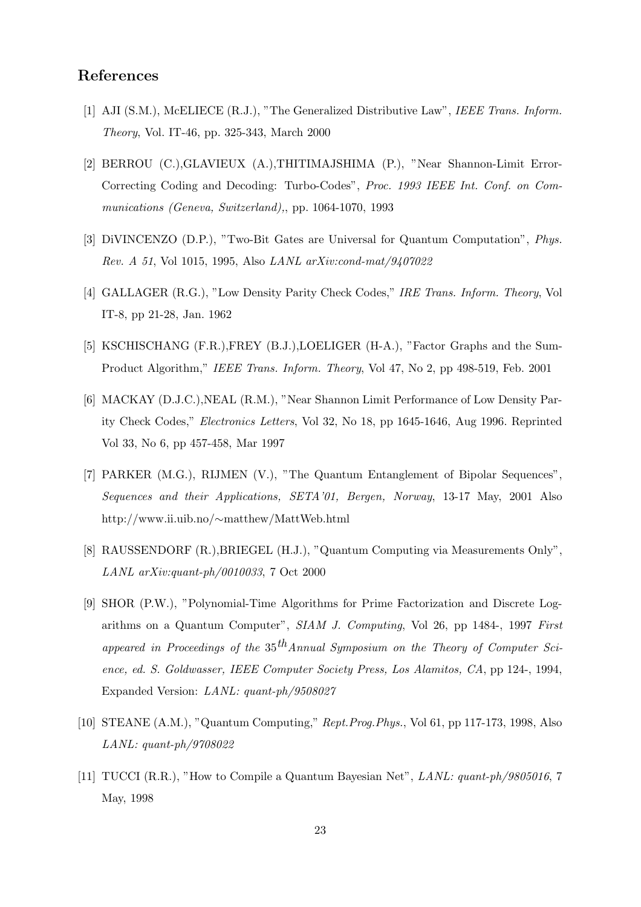## References

[1] AJI (S.M.), McELIECE (R.J.), "The Generalized Distributive Law", *IEEE Trans. Inform. Theory*, Vol. IT-46, pp. 325-343, March 2000

[2] BERROU (C.),GLAVIEUX (A.),THITIMAJSHIMA (P.), "Near Shannon-Limit Error-Correcting Coding and Decoding: Turbo-Codes", *Proc. 1993 IEEE Int. Conf. on Communications (Geneva, Switzerland),*, pp. 1064-1070, 1993

[3] DiVINCENZO (D.P.), "Two-Bit Gates are Universal for Quantum Computation", *Phys. Rev. A 51*, Vol 1015, 1995, Also *LANL arXiv:cond-mat/9407022*

[4] GALLAGER (R.G.), "Low Density Parity Check Codes," *IRE Trans. Inform. Theory*, Vol IT-8, pp 21-28, Jan. 1962

[5] KSCHISCHANG (F.R.),FREY (B.J.),LOELIGER (H-A.), "Factor Graphs and the Sum-Product Algorithm," *IEEE Trans. Inform. Theory*, Vol 47, No 2, pp 498-519, Feb. 2001

[6] MACKAY (D.J.C.),NEAL (R.M.), "Near Shannon Limit Performance of Low Density Parity Check Codes," *Electronics Letters*, Vol 32, No 18, pp 1645-1646, Aug 1996. Reprinted Vol 33, No 6, pp 457-458, Mar 1997

[7] PARKER (M.G.), RIJMEN (V.), "The Quantum Entanglement of Bipolar Sequences", *Sequences and their Applications, SETA'01, Bergen, Norway*, 13-17 May, 2001 Also http://www.ii.uib.no/∼matthew/MattWeb.html

[8] RAUSSENDORF (R.),BRIEGEL (H.J.), "Quantum Computing via Measurements Only", *LANL arXiv:quant-ph/0010033*, 7 Oct 2000

[9] SHOR (P.W.), "Polynomial-Time Algorithms for Prime Factorization and Discrete Logarithms on a Quantum Computer", *SIAM J. Computing*, Vol 26, pp 1484-, 1997 *First appeared in Proceedings of the* $35^{th}$*Annual Symposium on the Theory of Computer Science, ed. S. Goldwasser, IEEE Computer Society Press, Los Alamitos, CA*, pp 124-, 1994, Expanded Version: *LANL: quant-ph/9508027*

[10] STEANE (A.M.), "Quantum Computing," *Rept.Prog.Phys.*, Vol 61, pp 117-173, 1998, Also *LANL: quant-ph/9708022*

[11] TUCCI (R.R.), "How to Compile a Quantum Bayesian Net", *LANL: quant-ph/9805016*, 7 May, 1998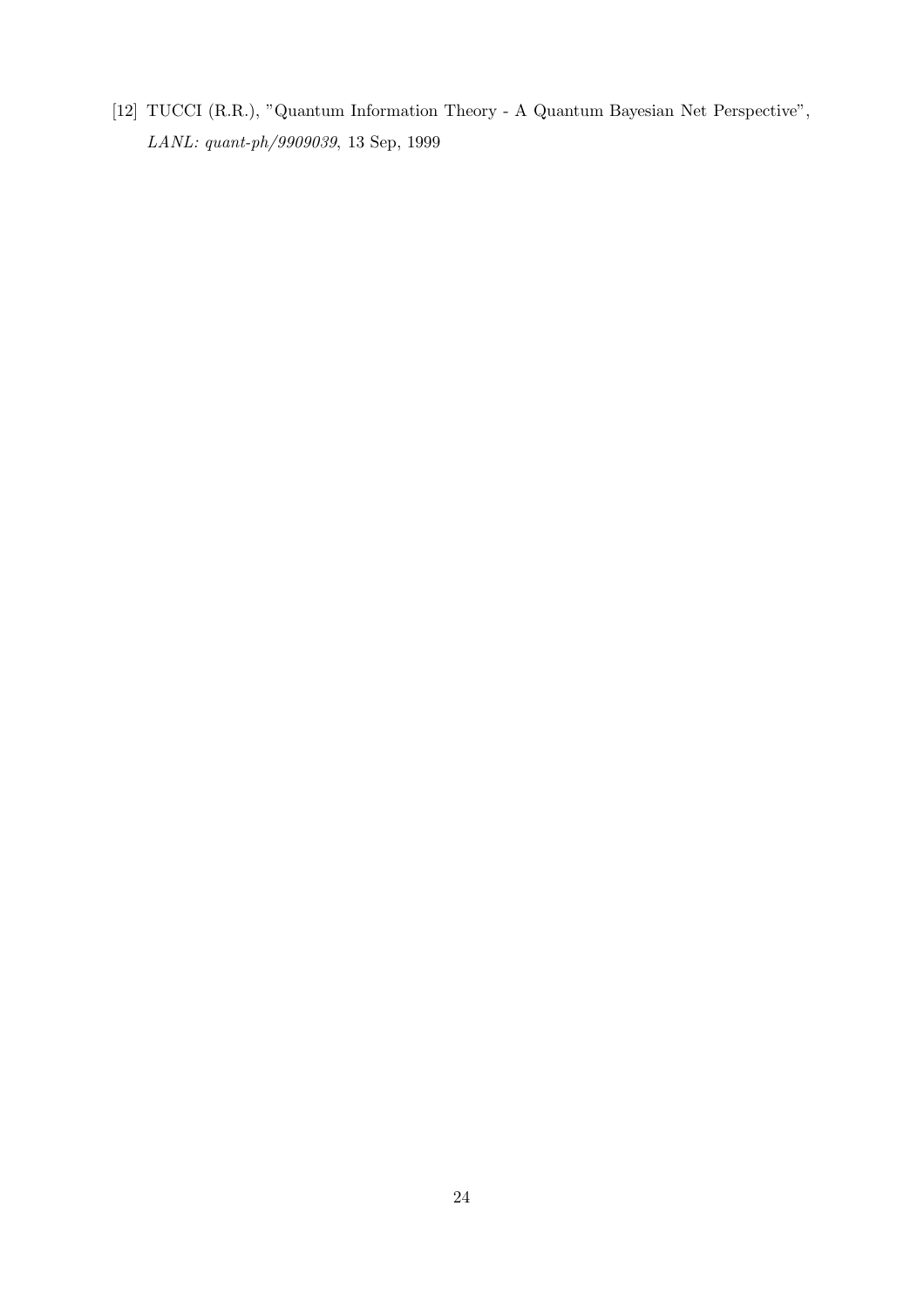[12] TUCCI (R.R.), "Quantum Information Theory - A Quantum Bayesian Net Perspective", *LANL: quant-ph/9909039*, 13 Sep, 1999